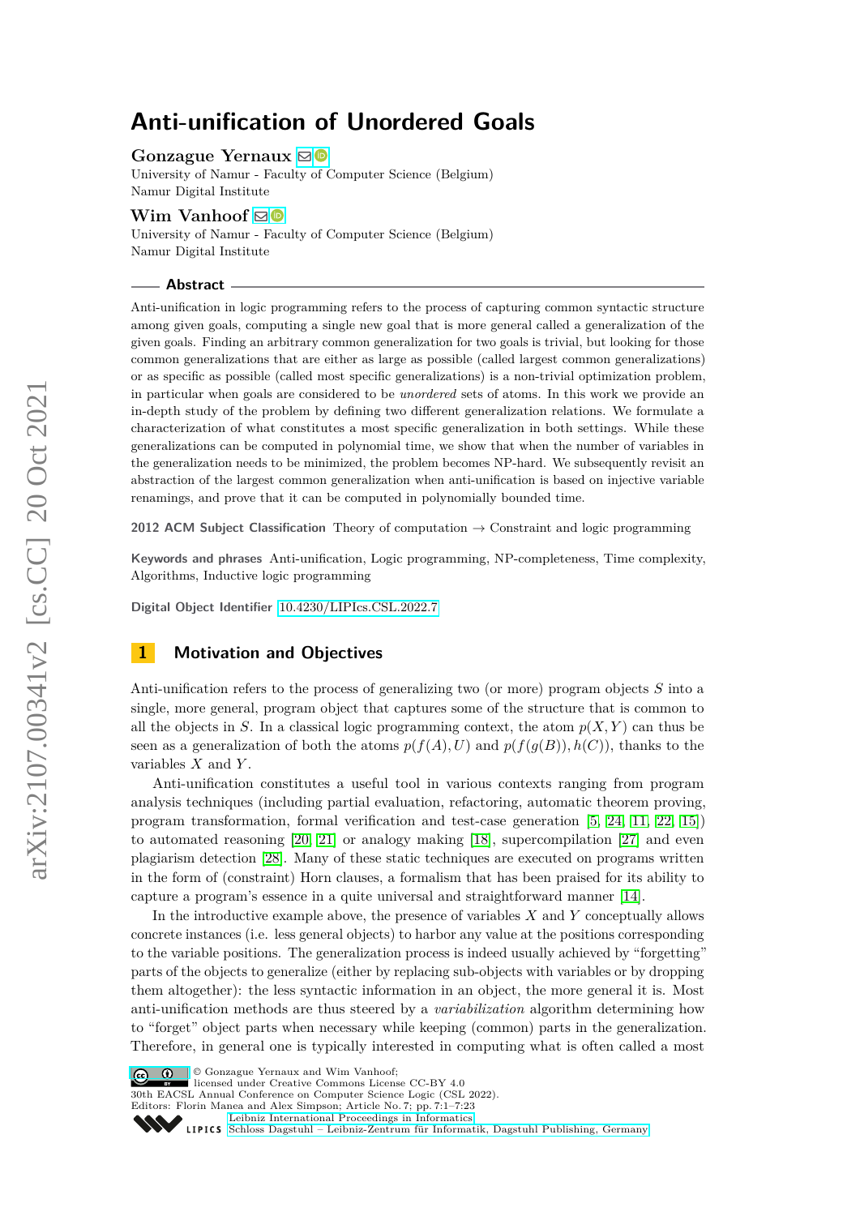# Anti-unification of Unordered Goals

**Gonzague Yernaux**

University of Namur - Faculty of Computer Science (Belgium)
Namur Digital Institute

**Wim Vanhoof**

University of Namur - Faculty of Computer Science (Belgium)
Namur Digital Institute

## Abstract

Anti-unification in logic programming refers to the process of capturing common syntactic structure among given goals, computing a single new goal that is more general called a generalization of the given goals. Finding an arbitrary common generalization for two goals is trivial, but looking for those common generalizations that are either as large as possible (called largest common generalizations) or as specific as possible (called most specific generalizations) is a non-trivial optimization problem, in particular when goals are considered to be *unordered* sets of atoms. In this work we provide an in-depth study of the problem by defining two different generalization relations. We formulate a characterization of what constitutes a most specific generalization in both settings. While these generalizations can be computed in polynomial time, we show that when the number of variables in the generalization needs to be minimized, the problem becomes NP-hard. We subsequently revisit an abstraction of the largest common generalization when anti-unification is based on injective variable renamings, and prove that it can be computed in polynomially bounded time.

**2012 ACM Subject Classification** Theory of computation → Constraint and logic programming

**Keywords and phrases** Anti-unification, Logic programming, NP-completeness, Time complexity, Algorithms, Inductive logic programming

**Digital Object Identifier** 10.4230/LIPIcs.CSL.2022.7

## 1 Motivation and Objectives

Anti-unification refers to the process of generalizing two (or more) program objects $S$ into a single, more general, program object that captures some of the structure that is common to all the objects in $S$. In a classical logic programming context, the atom $p(X, Y)$ can thus be seen as a generalization of both the atoms $p(f(A), U)$ and $p(f(g(B)), h(C))$, thanks to the variables $X$ and $Y$.

Anti-unification constitutes a useful tool in various contexts ranging from program analysis techniques (including partial evaluation, refactoring, automatic theorem proving, program transformation, formal verification and test-case generation [5, 24, 11, 22, 15]) to automated reasoning [20, 21] or analogy making [18], supercompilation [27] and even plagiarism detection [28]. Many of these static techniques are executed on programs written in the form of (constraint) Horn clauses, a formalism that has been praised for its ability to capture a program's essence in a quite universal and straightforward manner [14].

In the introductive example above, the presence of variables $X$ and $Y$ conceptually allows concrete instances (i.e. less general objects) to harbor any value at the positions corresponding to the variable positions. The generalization process is indeed usually achieved by "forgetting" parts of the objects to generalize (either by replacing sub-objects with variables or by dropping them altogether): the less syntactic information in an object, the more general it is. Most anti-unification methods are thus steered by a *variabilization* algorithm determining how to "forget" object parts when necessary while keeping (common) parts in the generalization. Therefore, in general one is typically interested in computing what is often called a most

© Gonzague Yernaux and Wim Vanhoof;
licensed under Creative Commons License CC-BY 4.0
30th EACSL Annual Conference on Computer Science Logic (CSL 2022).
Editors: Florin Manea and Alex Simpson; Article No. 7; pp. 7:1–7:23
Leibniz International Proceedings in Informatics
Schloss Dagstuhl – Leibniz-Zentrum für Informatik, Dagstuhl Publishing, Germany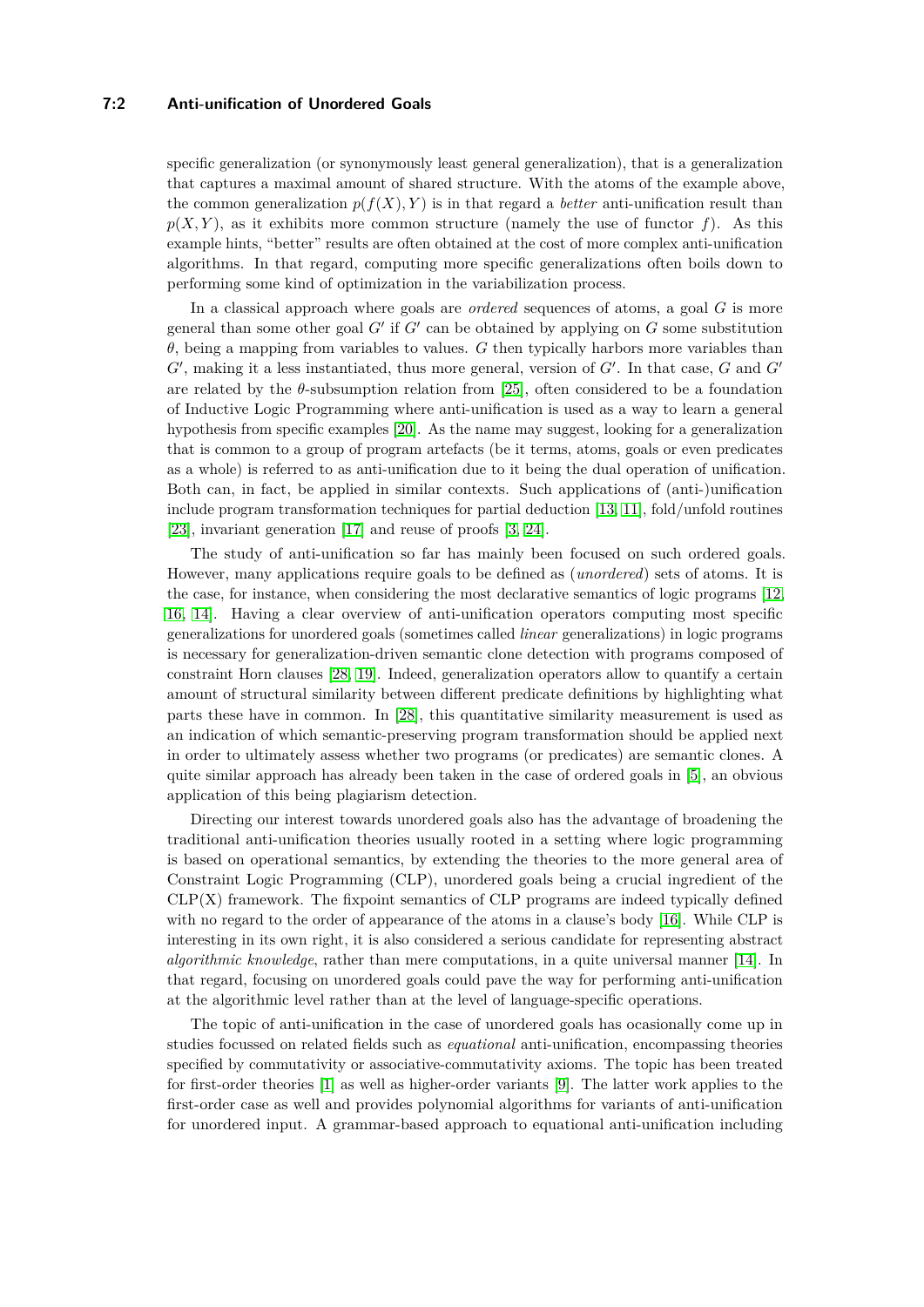specific generalization (or synonymously least general generalization), that is a generalization that captures a maximal amount of shared structure. With the atoms of the example above, the common generalization $p(f(X), Y)$ is in that regard a *better* anti-unification result than $p(X, Y)$, as it exhibits more common structure (namely the use of functor $f$). As this example hints, "better" results are often obtained at the cost of more complex anti-unification algorithms. In that regard, computing more specific generalizations often boils down to performing some kind of optimization in the variabilization process.

In a classical approach where goals are *ordered* sequences of atoms, a goal $G$ is more general than some other goal $G'$ if $G'$ can be obtained by applying on $G$ some substitution $\theta$, being a mapping from variables to values. $G$ then typically harbors more variables than $G'$, making it a less instantiated, thus more general, version of $G'$. In that case, $G$ and $G'$ are related by the $\theta$-subsumption relation from [25], often considered to be a foundation of Inductive Logic Programming where anti-unification is used as a way to learn a general hypothesis from specific examples [20]. As the name may suggest, looking for a generalization that is common to a group of program artefacts (be it terms, atoms, goals or even predicates as a whole) is referred to as anti-unification due to it being the dual operation of unification. Both can, in fact, be applied in similar contexts. Such applications of (anti-)unification include program transformation techniques for partial deduction [13, 11], fold/unfold routines [23], invariant generation [17] and reuse of proofs [3, 24].

The study of anti-unification so far has mainly been focused on such ordered goals. However, many applications require goals to be defined as (*unordered*) sets of atoms. It is the case, for instance, when considering the most declarative semantics of logic programs [12, 16, 14]. Having a clear overview of anti-unification operators computing most specific generalizations for unordered goals (sometimes called *linear* generalizations) in logic programs is necessary for generalization-driven semantic clone detection with programs composed of constraint Horn clauses [28, 19]. Indeed, generalization operators allow to quantify a certain amount of structural similarity between different predicate definitions by highlighting what parts these have in common. In [28], this quantitative similarity measurement is used as an indication of which semantic-preserving program transformation should be applied next in order to ultimately assess whether two programs (or predicates) are semantic clones. A quite similar approach has already been taken in the case of ordered goals in [5], an obvious application of this being plagiarism detection.

Directing our interest towards unordered goals also has the advantage of broadening the traditional anti-unification theories usually rooted in a setting where logic programming is based on operational semantics, by extending the theories to the more general area of Constraint Logic Programming (CLP), unordered goals being a crucial ingredient of the CLP(X) framework. The fixpoint semantics of CLP programs are indeed typically defined with no regard to the order of appearance of the atoms in a clause's body [16]. While CLP is interesting in its own right, it is also considered a serious candidate for representing abstract *algorithmic knowledge*, rather than mere computations, in a quite universal manner [14]. In that regard, focusing on unordered goals could pave the way for performing anti-unification at the algorithmic level rather than at the level of language-specific operations.

The topic of anti-unification in the case of unordered goals has ocasionally come up in studies focussed on related fields such as *equational* anti-unification, encompassing theories specified by commutativity or associative-commutativity axioms. The topic has been treated for first-order theories [1] as well as higher-order variants [9]. The latter work applies to the first-order case as well and provides polynomial algorithms for variants of anti-unification for unordered input. A grammar-based approach to equational anti-unification including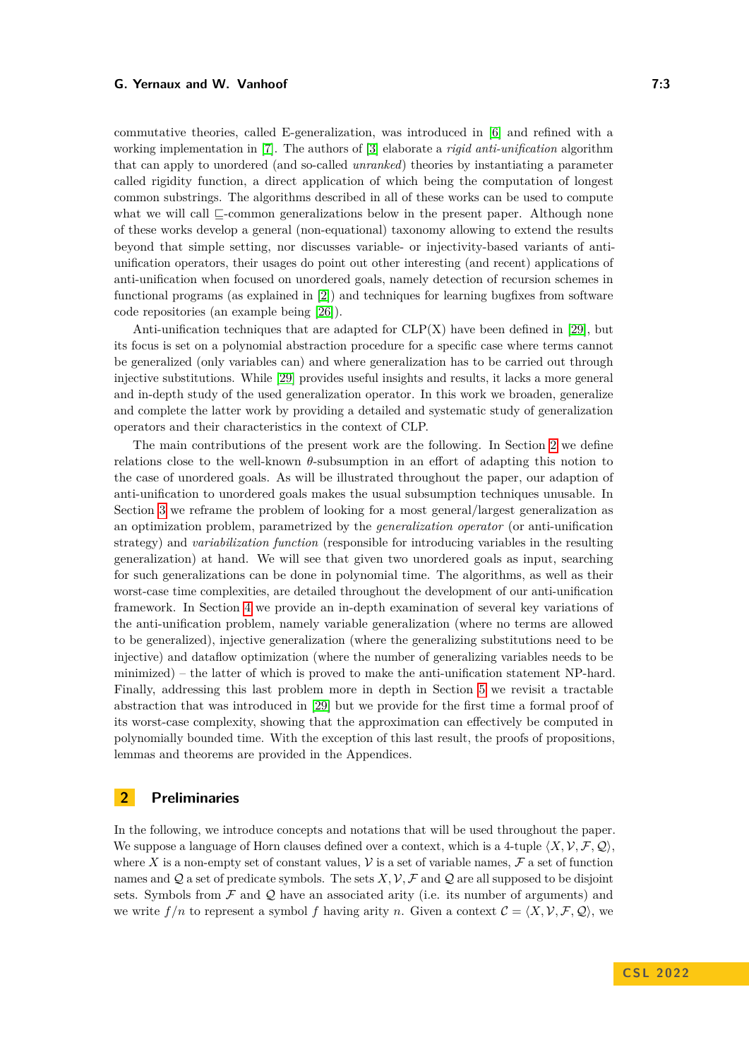commutative theories, called E-generalization, was introduced in [6] and refined with a working implementation in [7]. The authors of [3] elaborate a *rigid anti-unification* algorithm that can apply to unordered (and so-called *unranked*) theories by instantiating a parameter called rigidity function, a direct application of which being the computation of longest common substrings. The algorithms described in all of these works can be used to compute what we will call $\sqsubseteq$-common generalizations below in the present paper. Although none of these works develop a general (non-equational) taxonomy allowing to extend the results beyond that simple setting, nor discusses variable- or injectivity-based variants of anti-unification operators, their usages do point out other interesting (and recent) applications of anti-unification when focused on unordered goals, namely detection of recursion schemes in functional programs (as explained in [2]) and techniques for learning bugfixes from software code repositories (an example being [26]).

Anti-unification techniques that are adapted for CLP(X) have been defined in [29], but its focus is set on a polynomial abstraction procedure for a specific case where terms cannot be generalized (only variables can) and where generalization has to be carried out through injective substitutions. While [29] provides useful insights and results, it lacks a more general and in-depth study of the used generalization operator. In this work we broaden, generalize and complete the latter work by providing a detailed and systematic study of generalization operators and their characteristics in the context of CLP.

The main contributions of the present work are the following. In Section 2 we define relations close to the well-known $\theta$-subsumption in an effort of adapting this notion to the case of unordered goals. As will be illustrated throughout the paper, our adaption of anti-unification to unordered goals makes the usual subsumption techniques unusable. In Section 3 we reframe the problem of looking for a most general/largest generalization as an optimization problem, parametrized by the *generalization operator* (or anti-unification strategy) and *variabilization function* (responsible for introducing variables in the resulting generalization) at hand. We will see that given two unordered goals as input, searching for such generalizations can be done in polynomial time. The algorithms, as well as their worst-case time complexities, are detailed throughout the development of our anti-unification framework. In Section 4 we provide an in-depth examination of several key variations of the anti-unification problem, namely variable generalization (where no terms are allowed to be generalized), injective generalization (where the generalizing substitutions need to be injective) and dataflow optimization (where the number of generalizing variables needs to be minimized) – the latter of which is proved to make the anti-unification statement NP-hard. Finally, addressing this last problem more in depth in Section 5 we revisit a tractable abstraction that was introduced in [29] but we provide for the first time a formal proof of its worst-case complexity, showing that the approximation can effectively be computed in polynomially bounded time. With the exception of this last result, the proofs of propositions, lemmas and theorems are provided in the Appendices.

## 2 Preliminaries

In the following, we introduce concepts and notations that will be used throughout the paper. We suppose a language of Horn clauses defined over a context, which is a 4-tuple $\langle X, \mathcal{V}, \mathcal{F}, \mathcal{Q}\rangle$, where $X$ is a non-empty set of constant values, $\mathcal{V}$ is a set of variable names, $\mathcal{F}$ a set of function names and $\mathcal{Q}$ a set of predicate symbols. The sets $X, \mathcal{V}, \mathcal{F}$ and $\mathcal{Q}$ are all supposed to be disjoint sets. Symbols from $\mathcal{F}$ and $\mathcal{Q}$ have an associated arity (i.e. its number of arguments) and we write $f/n$ to represent a symbol $f$ having arity $n$. Given a context $\mathcal{C} = \langle X, \mathcal{V}, \mathcal{F}, \mathcal{Q}\rangle$, we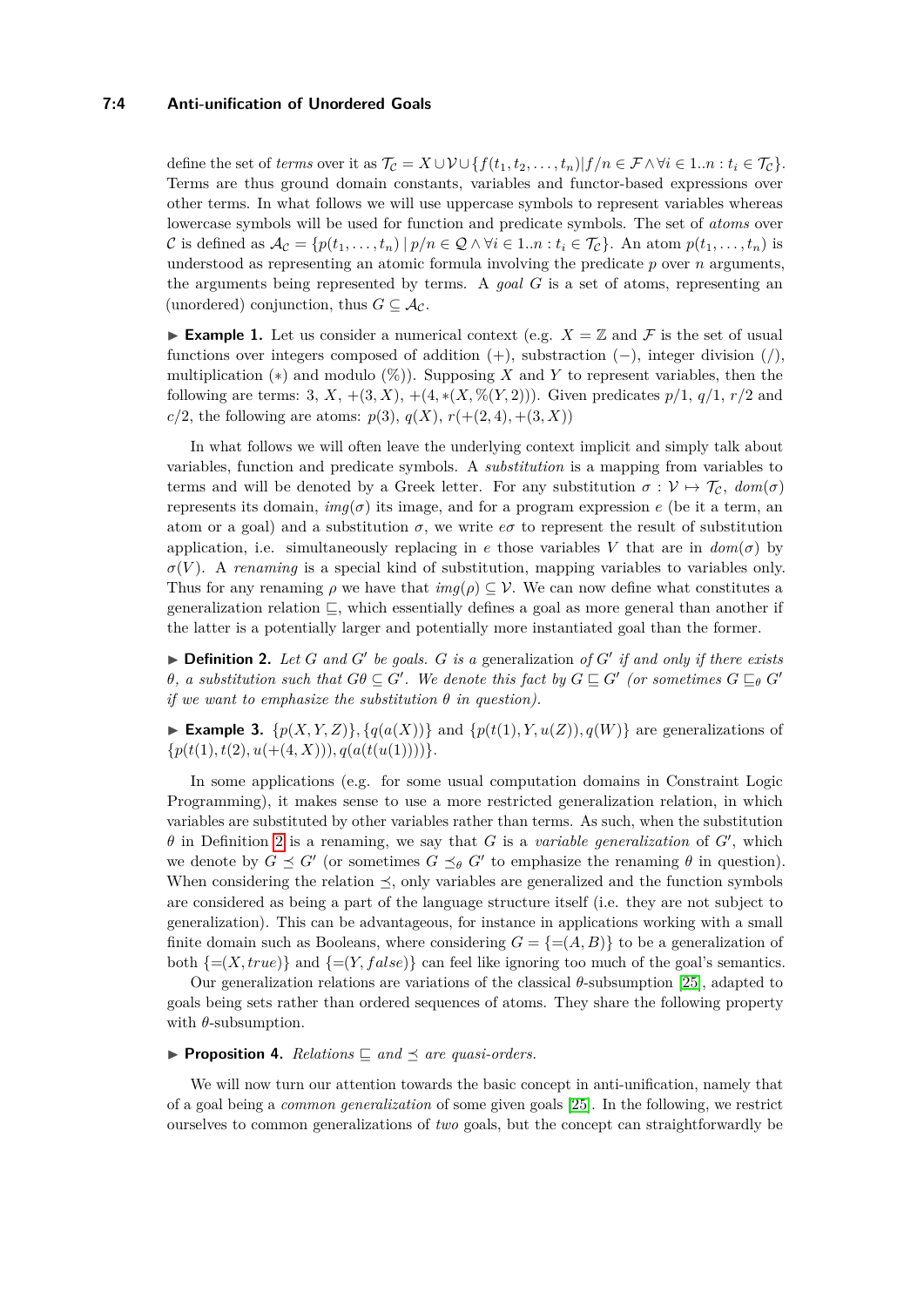define the set of *terms* over it as $\mathcal{T}_\mathcal{C} = X \cup \mathcal{V} \cup \{f(t_1, t_2, \ldots, t_n) | f/n \in \mathcal{F} \wedge \forall i \in 1..n : t_i \in \mathcal{T}_\mathcal{C}\}$. Terms are thus ground domain constants, variables and functor-based expressions over other terms. In what follows we will use uppercase symbols to represent variables whereas lowercase symbols will be used for function and predicate symbols. The set of *atoms* over $\mathcal{C}$ is defined as $\mathcal{A}_\mathcal{C} = \{p(t_1, \ldots, t_n) \mid p/n \in \mathcal{Q} \wedge \forall i \in 1..n : t_i \in \mathcal{T}_\mathcal{C}\}$. An atom $p(t_1, \ldots, t_n)$ is understood as representing an atomic formula involving the predicate $p$ over $n$ arguments, the arguments being represented by terms. A *goal* $G$ is a set of atoms, representing an (unordered) conjunction, thus $G \subseteq \mathcal{A}_\mathcal{C}$.

▶ **Example 1.** Let us consider a numerical context (e.g. $X = \mathbb{Z}$ and $\mathcal{F}$ is the set of usual functions over integers composed of addition ($+$), substraction ($-$), integer division ($/$), multiplication ($*$) and modulo ($\%$)). Supposing $X$ and $Y$ to represent variables, then the following are terms: $3$, $X$, $+(3, X)$, $+(4, *(X, \%(Y, 2)))$. Given predicates $p/1$, $q/1$, $r/2$ and $c/2$, the following are atoms: $p(3)$, $q(X)$, $r(+(2, 4), +(3, X))$

In what follows we will often leave the underlying context implicit and simply talk about variables, function and predicate symbols. A *substitution* is a mapping from variables to terms and will be denoted by a Greek letter. For any substitution $\sigma : \mathcal{V} \mapsto \mathcal{T}_\mathcal{C}$, $dom(\sigma)$ represents its domain, $img(\sigma)$ its image, and for a program expression $e$ (be it a term, an atom or a goal) and a substitution $\sigma$, we write $e\sigma$ to represent the result of substitution application, i.e. simultaneously replacing in $e$ those variables $V$ that are in $dom(\sigma)$ by $\sigma(V)$. A *renaming* is a special kind of substitution, mapping variables to variables only. Thus for any renaming $\rho$ we have that $img(\rho) \subseteq \mathcal{V}$. We can now define what constitutes a generalization relation $\sqsubseteq$, which essentially defines a goal as more general than another if the latter is a potentially larger and potentially more instantiated goal than the former.

▶ **Definition 2.** *Let $G$ and $G'$ be goals. $G$ is a* generalization *of $G'$ if and only if there exists $\theta$, a substitution such that $G\theta \subseteq G'$. We denote this fact by $G \sqsubseteq G'$ (or sometimes $G \sqsubseteq_\theta G'$ if we want to emphasize the substitution $\theta$ in question).*

▶ **Example 3.** $\{p(X, Y, Z)\}, \{q(a(X))\}$ and $\{p(t(1), Y, u(Z)), q(W)\}$ are generalizations of $\{p(t(1), t(2), u(+(4, X))), q(a(t(u(1))))\}$.

In some applications (e.g. for some usual computation domains in Constraint Logic Programming), it makes sense to use a more restricted generalization relation, in which variables are substituted by other variables rather than terms. As such, when the substitution $\theta$ in Definition 2 is a renaming, we say that $G$ is a *variable generalization* of $G'$, which we denote by $G \preceq G'$ (or sometimes $G \preceq_\theta G'$ to emphasize the renaming $\theta$ in question). When considering the relation $\preceq$, only variables are generalized and the function symbols are considered as being a part of the language structure itself (i.e. they are not subject to generalization). This can be advantageous, for instance in applications working with a small finite domain such as Booleans, where considering $G = \{=(A, B)\}$ to be a generalization of both $\{=(X, true)\}$ and $\{=(Y, false)\}$ can feel like ignoring too much of the goal's semantics.

Our generalization relations are variations of the classical $\theta$-subsumption [25], adapted to goals being sets rather than ordered sequences of atoms. They share the following property with $\theta$-subsumption.

▶ **Proposition 4.** *Relations $\sqsubseteq$ and $\preceq$ are quasi-orders.*

We will now turn our attention towards the basic concept in anti-unification, namely that of a goal being a *common generalization* of some given goals [25]. In the following, we restrict ourselves to common generalizations of *two* goals, but the concept can straightforwardly be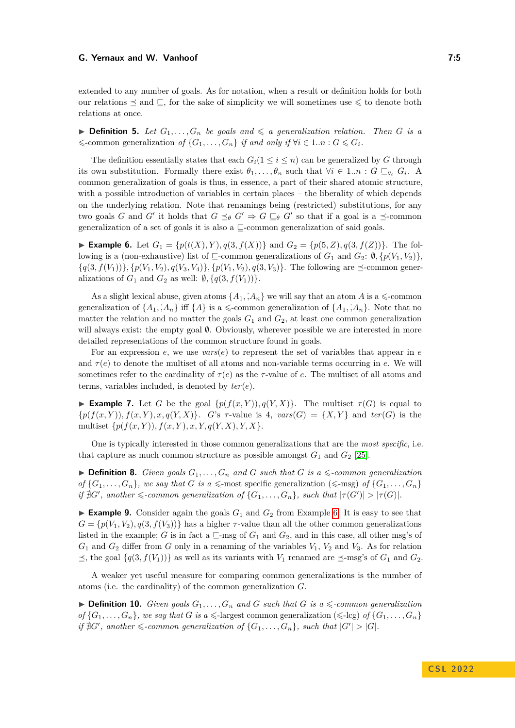extended to any number of goals. As for notation, when a result or definition holds for both our relations $\preceq$ and $\sqsubseteq$, for the sake of simplicity we will sometimes use $\leqslant$ to denote both relations at once.

▶ **Definition 5.** *Let $G_1, \ldots, G_n$ be goals and $\leqslant$ a generalization relation. Then $G$ is a* $\leqslant$-common generalization *of $\{G_1, \ldots, G_n\}$ if and only if $\forall i \in 1..n : G \leqslant G_i$.*

The definition essentially states that each $G_i (1 \leq i \leq n)$ can be generalized by $G$ through its own substitution. Formally there exist $\theta_1, \ldots, \theta_n$ such that $\forall i \in 1..n : G \sqsubseteq_{\theta_i} G_i$. A common generalization of goals is thus, in essence, a part of their shared atomic structure, with a possible introduction of variables in certain places – the liberality of which depends on the underlying relation. Note that renamings being (restricted) substitutions, for any two goals $G$ and $G'$ it holds that $G \preceq_\theta G' \Rightarrow G \sqsubseteq_\theta G'$ so that if a goal is a $\preceq$-common generalization of a set of goals it is also a $\sqsubseteq$-common generalization of said goals.

▶ **Example 6.** Let $G_1 = \{p(t(X), Y), q(3, f(X))\}$ and $G_2 = \{p(5, Z), q(3, f(Z))\}$. The following is a (non-exhaustive) list of $\sqsubseteq$-common generalizations of $G_1$ and $G_2$: $\emptyset, \{p(V_1, V_2)\}, \{q(3, f(V_1))\}, \{p(V_1, V_2), q(V_3, V_4)\}, \{p(V_1, V_2), q(3, V_3)\}$. The following are $\preceq$-common generalizations of $G_1$ and $G_2$ as well: $\emptyset, \{q(3, f(V_1))\}$.

As a slight lexical abuse, given atoms $\{A_1, \ldots, A_n\}$ we will say that an atom $A$ is a $\leqslant$-common generalization of $\{A_1, \ldots, A_n\}$ iff $\{A\}$ is a $\leqslant$-common generalization of $\{A_1, \ldots, A_n\}$. Note that no matter the relation and no matter the goals $G_1$ and $G_2$, at least one common generalization will always exist: the empty goal $\emptyset$. Obviously, wherever possible we are interested in more detailed representations of the common structure found in goals.

For an expression $e$, we use $vars(e)$ to represent the set of variables that appear in $e$ and $\tau(e)$ to denote the multiset of all atoms and non-variable terms occurring in $e$. We will sometimes refer to the cardinality of $\tau(e)$ as the $\tau$-value of $e$. The multiset of all atoms and terms, variables included, is denoted by $ter(e)$.

▶ **Example 7.** Let $G$ be the goal $\{p(f(x, Y)), q(Y, X)\}$. The multiset $\tau(G)$ is equal to $\{p(f(x, Y)), f(x, Y), x, q(Y, X)\}$. $G$'s $\tau$-value is 4, $vars(G) = \{X, Y\}$ and $ter(G)$ is the multiset $\{p(f(x, Y)), f(x, Y), x, Y, q(Y, X), Y, X\}$.

One is typically interested in those common generalizations that are the *most specific*, i.e. that capture as much common structure as possible amongst $G_1$ and $G_2$ [25].

▶ **Definition 8.** *Given goals $G_1, \ldots, G_n$ and $G$ such that $G$ is a $\leqslant$-common generalization of $\{G_1, \ldots, G_n\}$, we say that $G$ is a* $\leqslant$-most specific generalization ($\leqslant$-msg) *of $\{G_1, \ldots, G_n\}$ if $\nexists G'$, another $\leqslant$-common generalization of $\{G_1, \ldots, G_n\}$, such that $|\tau(G')| > |\tau(G)|$.*

▶ **Example 9.** Consider again the goals $G_1$ and $G_2$ from Example 6. It is easy to see that $G = \{p(V_1, V_2), q(3, f(V_3))\}$ has a higher $\tau$-value than all the other common generalizations listed in the example; $G$ is in fact a $\sqsubseteq$-msg of $G_1$ and $G_2$, and in this case, all other msg's of $G_1$ and $G_2$ differ from $G$ only in a renaming of the variables $V_1$, $V_2$ and $V_3$. As for relation $\preceq$, the goal $\{q(3, f(V_1))\}$ as well as its variants with $V_1$ renamed are $\preceq$-msg's of $G_1$ and $G_2$.

A weaker yet useful measure for comparing common generalizations is the number of atoms (i.e. the cardinality) of the common generalization $G$.

▶ **Definition 10.** *Given goals $G_1, \ldots, G_n$ and $G$ such that $G$ is a $\leqslant$-common generalization of $\{G_1, \ldots, G_n\}$, we say that $G$ is a* $\leqslant$-largest common generalization ($\leqslant$-lcg) *of $\{G_1, \ldots, G_n\}$ if $\nexists G'$, another $\leqslant$-common generalization of $\{G_1, \ldots, G_n\}$, such that $|G'| > |G|$.*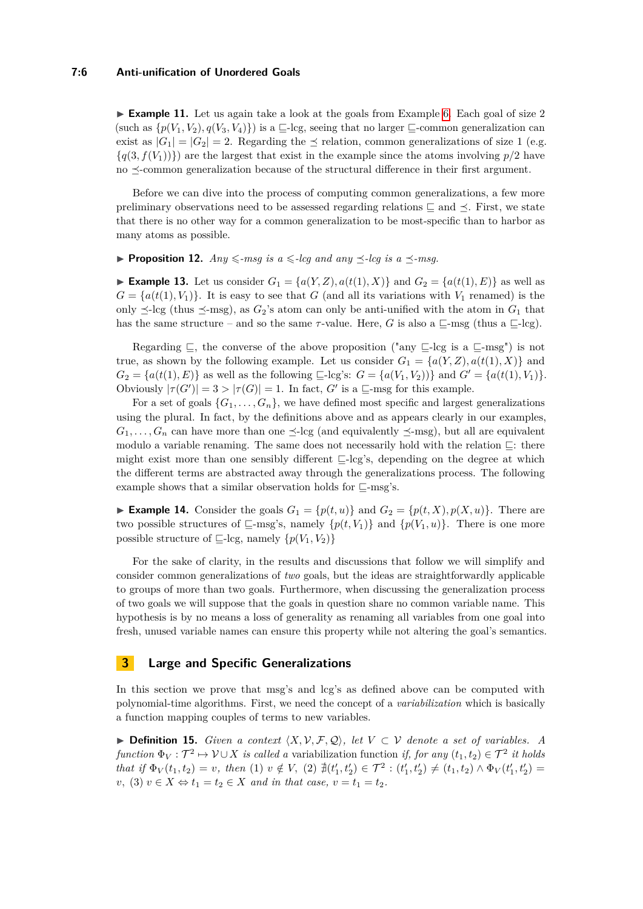▶ **Example 11.** Let us again take a look at the goals from Example 6. Each goal of size 2 (such as $\{p(V_1, V_2), q(V_3, V_4)\}$) is a $\sqsubseteq$-lcg, seeing that no larger $\sqsubseteq$-common generalization can exist as $|G_1| = |G_2| = 2$. Regarding the $\preceq$ relation, common generalizations of size 1 (e.g. $\{q(3, f(V_1))\}$) are the largest that exist in the example since the atoms involving $p/2$ have no $\preceq$-common generalization because of the structural difference in their first argument.

Before we can dive into the process of computing common generalizations, a few more preliminary observations need to be assessed regarding relations $\sqsubseteq$ and $\preceq$. First, we state that there is no other way for a common generalization to be most-specific than to harbor as many atoms as possible.

▶ **Proposition 12.** *Any $\leqslant$-msg is a $\leqslant$-lcg and any $\preceq$-lcg is a $\preceq$-msg.*

▶ **Example 13.** Let us consider $G_1 = \{a(Y, Z), a(t(1), X)\}$ and $G_2 = \{a(t(1), E)\}$ as well as $G = \{a(t(1), V_1)\}$. It is easy to see that $G$ (and all its variations with $V_1$ renamed) is the only $\preceq$-lcg (thus $\preceq$-msg), as $G_2$'s atom can only be anti-unified with the atom in $G_1$ that has the same structure – and so the same $\tau$-value. Here, $G$ is also a $\sqsubseteq$-msg (thus a $\sqsubseteq$-lcg).

Regarding $\sqsubseteq$, the converse of the above proposition ("any $\sqsubseteq$-lcg is a $\sqsubseteq$-msg") is not true, as shown by the following example. Let us consider $G_1 = \{a(Y, Z), a(t(1), X)\}$ and $G_2 = \{a(t(1), E)\}$ as well as the following $\sqsubseteq$-lcg's: $G = \{a(V_1, V_2))\}$ and $G' = \{a(t(1), V_1)\}$. Obviously $|\tau(G')| = 3 > |\tau(G)| = 1$. In fact, $G'$ is a $\sqsubseteq$-msg for this example.

For a set of goals $\{G_1, \ldots, G_n\}$, we have defined most specific and largest generalizations using the plural. In fact, by the definitions above and as appears clearly in our examples, $G_1, \ldots, G_n$ can have more than one $\preceq$-lcg (and equivalently $\preceq$-msg), but all are equivalent modulo a variable renaming. The same does not necessarily hold with the relation $\sqsubseteq$: there might exist more than one sensibly different $\sqsubseteq$-lcg's, depending on the degree at which the different terms are abstracted away through the generalizations process. The following example shows that a similar observation holds for $\sqsubseteq$-msg's.

▶ **Example 14.** Consider the goals $G_1 = \{p(t, u)\}$ and $G_2 = \{p(t, X), p(X, u)\}$. There are two possible structures of $\sqsubseteq$-msg's, namely $\{p(t, V_1)\}$ and $\{p(V_1, u)\}$. There is one more possible structure of $\sqsubseteq$-lcg, namely $\{p(V_1, V_2)\}$

For the sake of clarity, in the results and discussions that follow we will simplify and consider common generalizations of *two* goals, but the ideas are straightforwardly applicable to groups of more than two goals. Furthermore, when discussing the generalization process of two goals we will suppose that the goals in question share no common variable name. This hypothesis is by no means a loss of generality as renaming all variables from one goal into fresh, unused variable names can ensure this property while not altering the goal's semantics.

## 3 Large and Specific Generalizations

In this section we prove that msg's and lcg's as defined above can be computed with polynomial-time algorithms. First, we need the concept of a *variabilization* which is basically a function mapping couples of terms to new variables.

▶ **Definition 15.** *Given a context $\langle X, \mathcal{V}, \mathcal{F}, \mathcal{Q}\rangle$, let $V \subset \mathcal{V}$ denote a set of variables. A function $\Phi_V : \mathcal{T}^2 \mapsto \mathcal{V} \cup X$ is called a* variabilization function *if, for any $(t_1, t_2) \in \mathcal{T}^2$ it holds that if $\Phi_V(t_1, t_2) = v$, then (1) $v \notin V$, (2) $\nexists (t'_1, t'_2) \in \mathcal{T}^2 : (t'_1, t'_2) \neq (t_1, t_2) \wedge \Phi_V(t'_1, t'_2) = v$, (3) $v \in X \Leftrightarrow t_1 = t_2 \in X$ and in that case, $v = t_1 = t_2$.*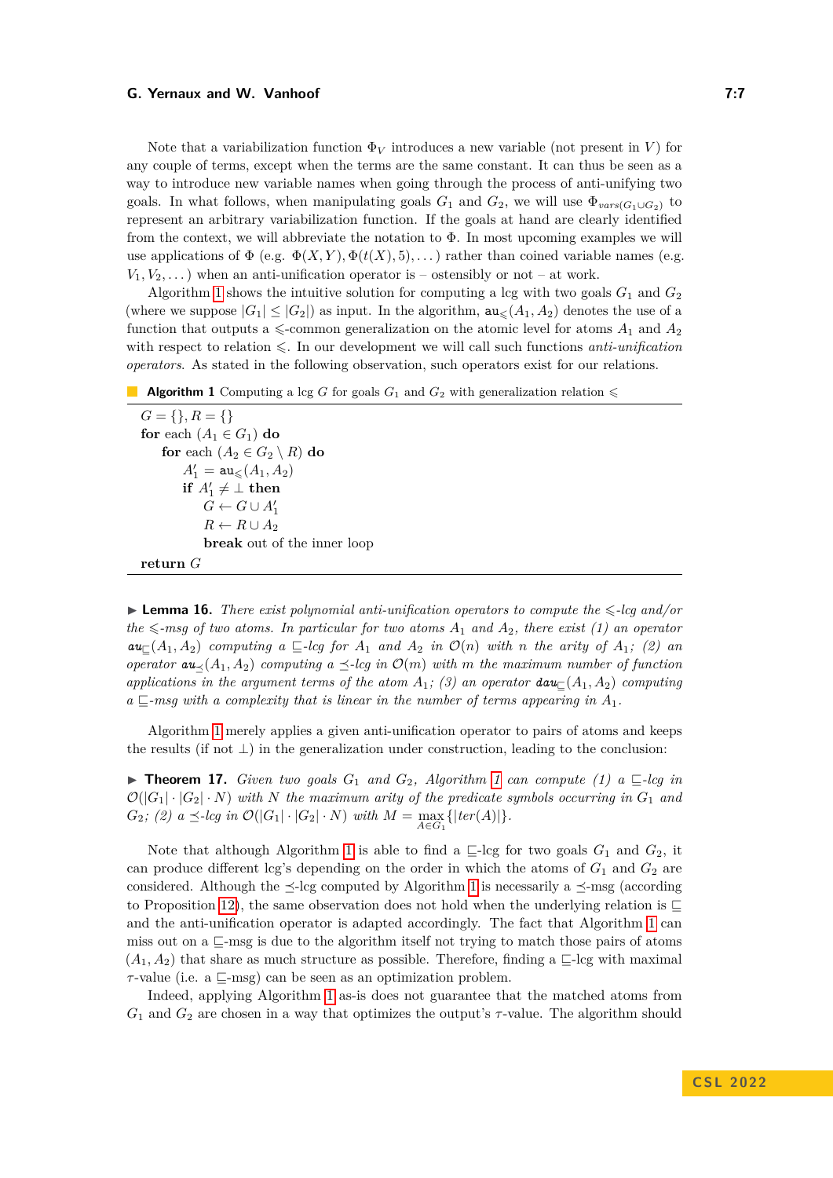Note that a variabilization function $\Phi_V$ introduces a new variable (not present in $V$) for any couple of terms, except when the terms are the same constant. It can thus be seen as a way to introduce new variable names when going through the process of anti-unifying two goals. In what follows, when manipulating goals $G_1$ and $G_2$, we will use $\Phi_{vars(G_1 \cup G_2)}$ to represent an arbitrary variabilization function. If the goals at hand are clearly identified from the context, we will abbreviate the notation to $\Phi$. In most upcoming examples we will use applications of $\Phi$ (e.g. $\Phi(X, Y), \Phi(t(X), 5), \ldots$) rather than coined variable names (e.g. $V_1, V_2, \ldots$) when an anti-unification operator is – ostensibly or not – at work.

Algorithm 1 shows the intuitive solution for computing a lcg with two goals $G_1$ and $G_2$ (where we suppose $|G_1| \leq |G_2|$) as input. In the algorithm, $\mathtt{au}_{\leqslant}(A_1, A_2)$ denotes the use of a function that outputs a $\leqslant$-common generalization on the atomic level for atoms $A_1$ and $A_2$ with respect to relation $\leqslant$. In our development we will call such functions *anti-unification operators*. As stated in the following observation, such operators exist for our relations.

**Algorithm 1** Computing a lcg $G$ for goals $G_1$ and $G_2$ with generalization relation $\leqslant$

```
G = {}, R = {}
for each (A_1 ∈ G_1) do
    for each (A_2 ∈ G_2 \ R) do
        A'_1 = au_⩽(A_1, A_2)
        if A'_1 ≠ ⊥ then
            G ← G ∪ A'_1
            R ← R ∪ A_2
            break out of the inner loop
return G
```

▶ **Lemma 16.** *There exist polynomial anti-unification operators to compute the $\leqslant$-lcg and/or the $\leqslant$-msg of two atoms. In particular for two atoms $A_1$ and $A_2$, there exist (1) an operator $\mathtt{au}_{\sqsubseteq}(A_1, A_2)$ computing a $\sqsubseteq$-lcg for $A_1$ and $A_2$ in $\mathcal{O}(n)$ with $n$ the arity of $A_1$; (2) an operator $\mathtt{au}_{\preceq}(A_1, A_2)$ computing a $\preceq$-lcg in $\mathcal{O}(m)$ with $m$ the maximum number of function applications in the argument terms of the atom $A_1$; (3) an operator $\mathtt{dau}_{\sqsubseteq}(A_1, A_2)$ computing a $\sqsubseteq$-msg with a complexity that is linear in the number of terms appearing in $A_1$.*

Algorithm 1 merely applies a given anti-unification operator to pairs of atoms and keeps the results (if not $\bot$) in the generalization under construction, leading to the conclusion:

▶ **Theorem 17.** *Given two goals $G_1$ and $G_2$, Algorithm 1 can compute (1) a $\sqsubseteq$-lcg in $\mathcal{O}(|G_1| \cdot |G_2| \cdot N)$ with $N$ the maximum arity of the predicate symbols occurring in $G_1$ and $G_2$; (2) a $\preceq$-lcg in $\mathcal{O}(|G_1| \cdot |G_2| \cdot N)$ with $M = \max_{A \in G_1}\{|ter(A)|\}$.*

Note that although Algorithm 1 is able to find a $\sqsubseteq$-lcg for two goals $G_1$ and $G_2$, it can produce different lcg's depending on the order in which the atoms of $G_1$ and $G_2$ are considered. Although the $\preceq$-lcg computed by Algorithm 1 is necessarily a $\preceq$-msg (according to Proposition 12), the same observation does not hold when the underlying relation is $\sqsubseteq$ and the anti-unification operator is adapted accordingly. The fact that Algorithm 1 can miss out on a $\sqsubseteq$-msg is due to the algorithm itself not trying to match those pairs of atoms $(A_1, A_2)$ that share as much structure as possible. Therefore, finding a $\sqsubseteq$-lcg with maximal $\tau$-value (i.e. a $\sqsubseteq$-msg) can be seen as an optimization problem.

Indeed, applying Algorithm 1 as-is does not guarantee that the matched atoms from $G_1$ and $G_2$ are chosen in a way that optimizes the output's $\tau$-value. The algorithm should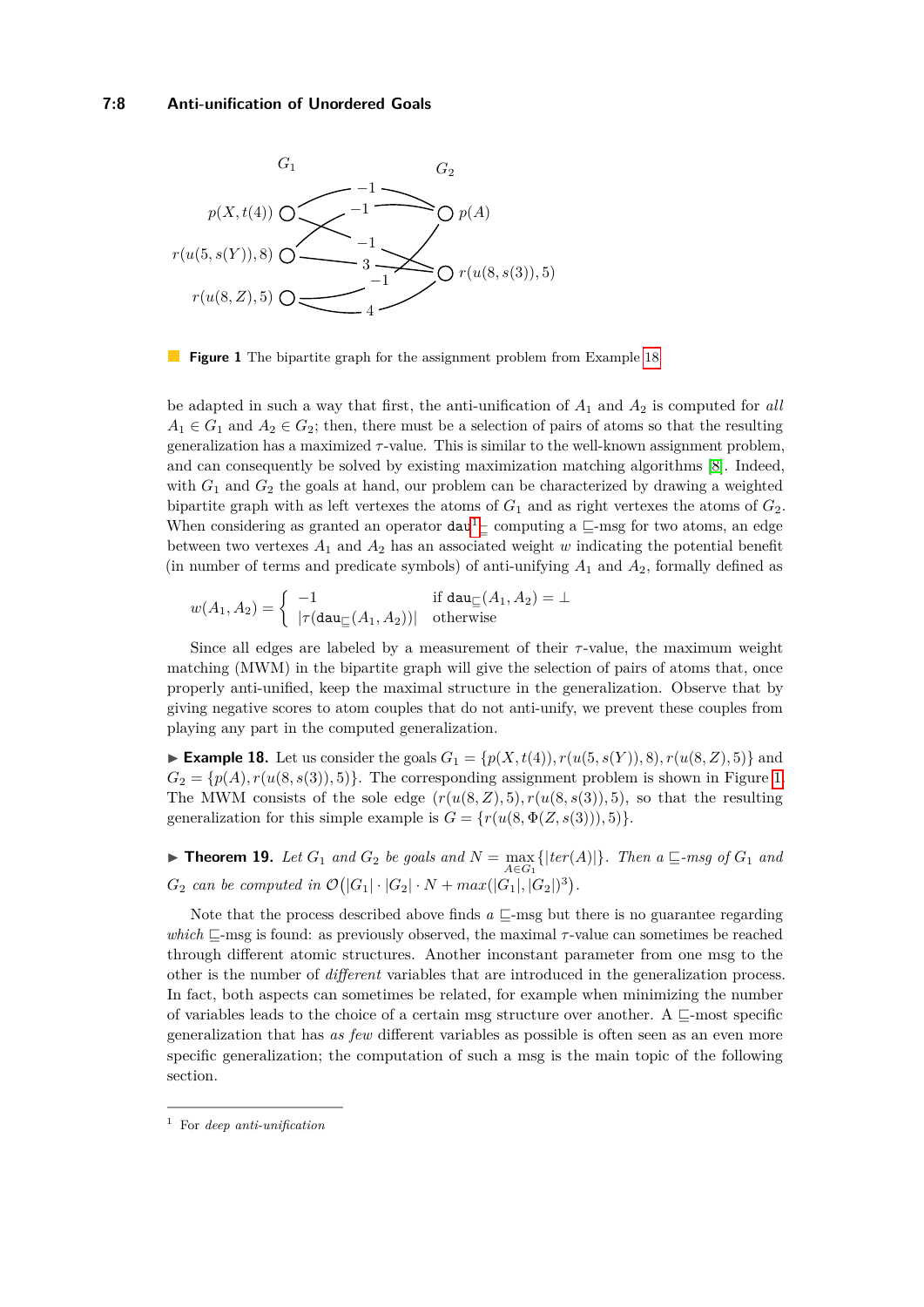**Figure 1** The bipartite graph for the assignment problem from Example 18.

be adapted in such a way that first, the anti-unification of $A_1$ and $A_2$ is computed for *all* $A_1 \in G_1$ and $A_2 \in G_2$; then, there must be a selection of pairs of atoms so that the resulting generalization has a maximized $\tau$-value. This is similar to the well-known assignment problem, and can consequently be solved by existing maximization matching algorithms [8]. Indeed, with $G_1$ and $G_2$ the goals at hand, our problem can be characterized by drawing a weighted bipartite graph with as left vertexes the atoms of $G_1$ and as right vertexes the atoms of $G_2$. When considering as granted an operator $\mathtt{dau}^1_{\sqsubseteq}$ computing a $\sqsubseteq$-msg for two atoms, an edge between two vertexes $A_1$ and $A_2$ has an associated weight $w$ indicating the potential benefit (in number of terms and predicate symbols) of anti-unifying $A_1$ and $A_2$, formally defined as

$$w(A_1, A_2) = \begin{cases} -1 & \text{if } \mathtt{dau}_{\sqsubseteq}(A_1, A_2) = \bot \\ |\tau(\mathtt{dau}_{\sqsubseteq}(A_1, A_2))| & \text{otherwise} \end{cases}$$

Since all edges are labeled by a measurement of their $\tau$-value, the maximum weight matching (MWM) in the bipartite graph will give the selection of pairs of atoms that, once properly anti-unified, keep the maximal structure in the generalization. Observe that by giving negative scores to atom couples that do not anti-unify, we prevent these couples from playing any part in the computed generalization.

▶ **Example 18.** Let us consider the goals $G_1 = \{p(X, t(4)), r(u(5, s(Y)), 8), r(u(8, Z), 5)\}$ and $G_2 = \{p(A), r(u(8, s(3)), 5)\}$. The corresponding assignment problem is shown in Figure 1. The MWM consists of the sole edge $(r(u(8, Z), 5), r(u(8, s(3)), 5)$, so that the resulting generalization for this simple example is $G = \{r(u(8, \Phi(Z, s(3))), 5)\}$.

▶ **Theorem 19.** *Let $G_1$ and $G_2$ be goals and $N = \max_{A \in G_1}\{|ter(A)|\}$. Then a $\sqsubseteq$-msg of $G_1$ and $G_2$ can be computed in $\mathcal{O}\big(|G_1| \cdot |G_2| \cdot N + max(|G_1|, |G_2|)^3\big)$.*

Note that the process described above finds *a* $\sqsubseteq$-msg but there is no guarantee regarding *which* $\sqsubseteq$-msg is found: as previously observed, the maximal $\tau$-value can sometimes be reached through different atomic structures. Another inconstant parameter from one msg to the other is the number of *different* variables that are introduced in the generalization process. In fact, both aspects can sometimes be related, for example when minimizing the number of variables leads to the choice of a certain msg structure over another. A $\sqsubseteq$-most specific generalization that has *as few* different variables as possible is often seen as an even more specific generalization; the computation of such a msg is the main topic of the following section.

[1] For *deep anti-unification*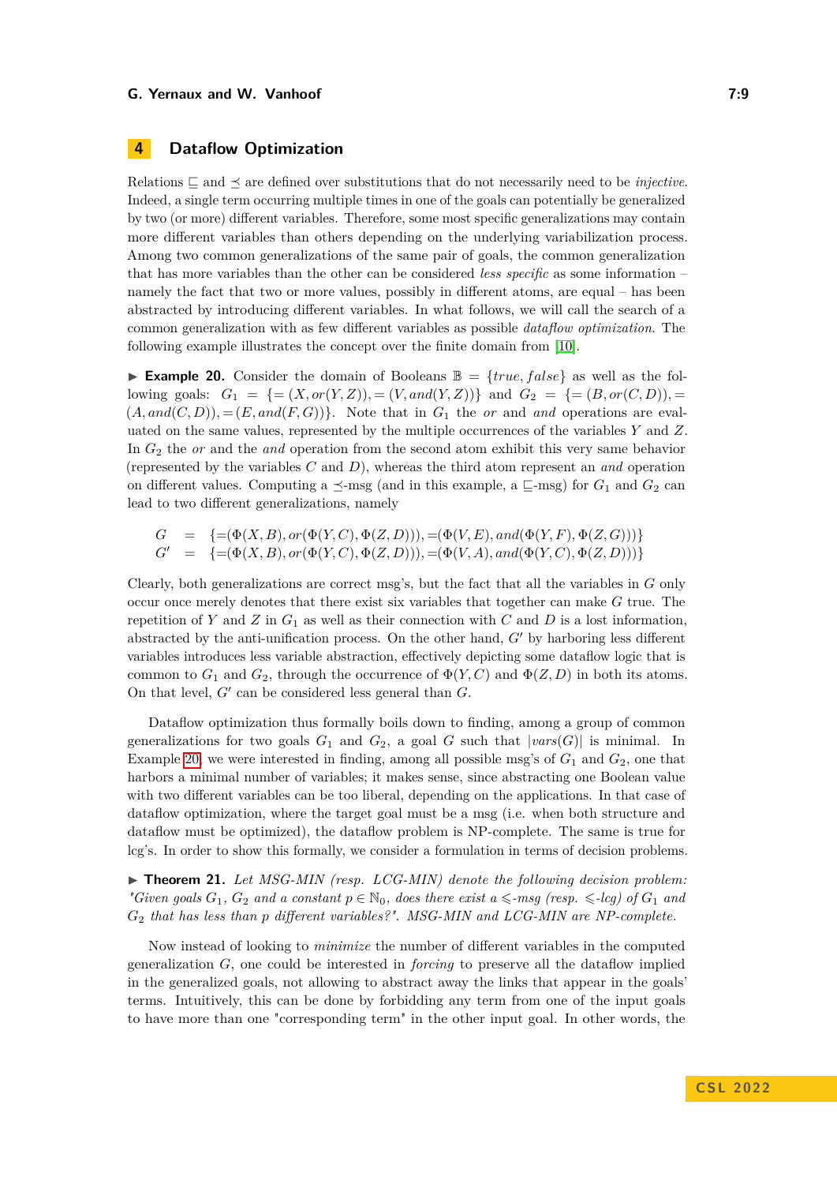## 4 Dataflow Optimization

Relations $\sqsubseteq$ and $\preceq$ are defined over substitutions that do not necessarily need to be *injective*. Indeed, a single term occurring multiple times in one of the goals can potentially be generalized by two (or more) different variables. Therefore, some most specific generalizations may contain more different variables than others depending on the underlying variabilization process. Among two common generalizations of the same pair of goals, the common generalization that has more variables than the other can be considered *less specific* as some information – namely the fact that two or more values, possibly in different atoms, are equal – has been abstracted by introducing different variables. In what follows, we will call the search of a common generalization with as few different variables as possible *dataflow optimization*. The following example illustrates the concept over the finite domain from [10].

▶ **Example 20.** Consider the domain of Booleans $\mathbb{B} = \{true, false\}$ as well as the following goals: $G_1 = \{=(X, or(Y, Z)), =(V, and(Y, Z))\}$ and $G_2 = \{=(B, or(C, D)), =(A, and(C, D)), =(E, and(F, G))\}$. Note that in $G_1$ the *or* and *and* operations are evaluated on the same values, represented by the multiple occurrences of the variables $Y$ and $Z$. In $G_2$ the *or* and the *and* operation from the second atom exhibit this very same behavior (represented by the variables $C$ and $D$), whereas the third atom represent an *and* operation on different values. Computing a $\preceq$-msg (and in this example, a $\sqsubseteq$-msg) for $G_1$ and $G_2$ can lead to two different generalizations, namely

$$
\begin{array}{lcl}
G & = & \{=(\Phi(X, B), or(\Phi(Y, C), \Phi(Z, D))), =(\Phi(V, E), and(\Phi(Y, F), \Phi(Z, G)))\} \\
G' & = & \{=(\Phi(X, B), or(\Phi(Y, C), \Phi(Z, D))), =(\Phi(V, A), and(\Phi(Y, C), \Phi(Z, D)))\}
\end{array}
$$

Clearly, both generalizations are correct msg's, but the fact that all the variables in $G$ only occur once merely denotes that there exist six variables that together can make $G$ true. The repetition of $Y$ and $Z$ in $G_1$ as well as their connection with $C$ and $D$ is a lost information, abstracted by the anti-unification process. On the other hand, $G'$ by harboring less different variables introduces less variable abstraction, effectively depicting some dataflow logic that is common to $G_1$ and $G_2$, through the occurrence of $\Phi(Y, C)$ and $\Phi(Z, D)$ in both its atoms. On that level, $G'$ can be considered less general than $G$.

Dataflow optimization thus formally boils down to finding, among a group of common generalizations for two goals $G_1$ and $G_2$, a goal $G$ such that $|vars(G)|$ is minimal. In Example 20, we were interested in finding, among all possible msg's of $G_1$ and $G_2$, one that harbors a minimal number of variables; it makes sense, since abstracting one Boolean value with two different variables can be too liberal, depending on the applications. In that case of dataflow optimization, where the target goal must be a msg (i.e. when both structure and dataflow must be optimized), the dataflow problem is NP-complete. The same is true for lcg's. In order to show this formally, we consider a formulation in terms of decision problems.

▶ **Theorem 21.** *Let MSG-MIN (resp. LCG-MIN) denote the following decision problem: "Given goals $G_1$, $G_2$ and a constant $p \in \mathbb{N}_0$, does there exist a $\leqslant$-msg (resp. $\leqslant$-lcg) of $G_1$ and $G_2$ that has less than $p$ different variables?". MSG-MIN and LCG-MIN are NP-complete.*

Now instead of looking to *minimize* the number of different variables in the computed generalization $G$, one could be interested in *forcing* to preserve all the dataflow implied in the generalized goals, not allowing to abstract away the links that appear in the goals' terms. Intuitively, this can be done by forbidding any term from one of the input goals to have more than one "corresponding term" in the other input goal. In other words, the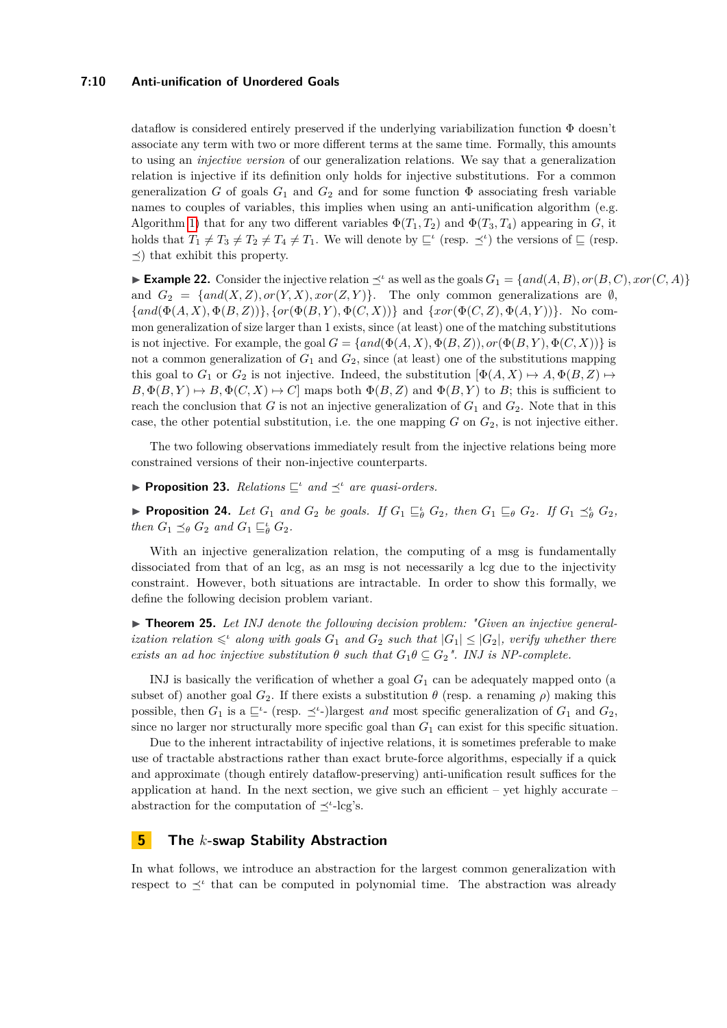dataflow is considered entirely preserved if the underlying variabilization function $\Phi$ doesn't associate any term with two or more different terms at the same time. Formally, this amounts to using an *injective version* of our generalization relations. We say that a generalization relation is injective if its definition only holds for injective substitutions. For a common generalization $G$ of goals $G_1$ and $G_2$ and for some function $\Phi$ associating fresh variable names to couples of variables, this implies when using an anti-unification algorithm (e.g. Algorithm 1) that for any two different variables $\Phi(T_1, T_2)$ and $\Phi(T_3, T_4)$ appearing in $G$, it holds that $T_1 \neq T_3 \neq T_2 \neq T_4 \neq T_1$. We will denote by $\sqsubseteq^\iota$ (resp. $\preceq^\iota$) the versions of $\sqsubseteq$ (resp. $\preceq$) that exhibit this property.

▶ **Example 22.** Consider the injective relation $\preceq^\iota$ as well as the goals $G_1 = \{and(A, B), or(B, C), xor(C, A)\}$ and $G_2 = \{and(X, Z), or(Y, X), xor(Z, Y)\}$. The only common generalizations are $\emptyset$, $\{and(\Phi(A, X), \Phi(B, Z))\}$, $\{or(\Phi(B, Y), \Phi(C, X))\}$ and $\{xor(\Phi(C, Z), \Phi(A, Y))\}$. No common generalization of size larger than 1 exists, since (at least) one of the matching substitutions is not injective. For example, the goal $G = \{and(\Phi(A, X), \Phi(B, Z)), or(\Phi(B, Y), \Phi(C, X))\}$ is not a common generalization of $G_1$ and $G_2$, since (at least) one of the substitutions mapping this goal to $G_1$ or $G_2$ is not injective. Indeed, the substitution $[\Phi(A, X) \mapsto A, \Phi(B, Z) \mapsto B, \Phi(B, Y) \mapsto B, \Phi(C, X) \mapsto C]$ maps both $\Phi(B, Z)$ and $\Phi(B, Y)$ to $B$; this is sufficient to reach the conclusion that $G$ is not an injective generalization of $G_1$ and $G_2$. Note that in this case, the other potential substitution, i.e. the one mapping $G$ on $G_2$, is not injective either.

The two following observations immediately result from the injective relations being more constrained versions of their non-injective counterparts.

▶ **Proposition 23.** *Relations $\sqsubseteq^\iota$ and $\preceq^\iota$ are quasi-orders.*

▶ **Proposition 24.** *Let $G_1$ and $G_2$ be goals. If $G_1 \sqsubseteq^\iota_\theta G_2$, then $G_1 \sqsubseteq_\theta G_2$. If $G_1 \preceq^\iota_\theta G_2$, then $G_1 \preceq_\theta G_2$ and $G_1 \sqsubseteq^\iota_\theta G_2$.*

With an injective generalization relation, the computing of a msg is fundamentally dissociated from that of an lcg, as an msg is not necessarily a lcg due to the injectivity constraint. However, both situations are intractable. In order to show this formally, we define the following decision problem variant.

▶ **Theorem 25.** *Let INJ denote the following decision problem: "Given an injective generalization relation $\leqslant^\iota$ along with goals $G_1$ and $G_2$ such that $|G_1| \leq |G_2|$, verify whether there exists an ad hoc injective substitution $\theta$ such that $G_1\theta \subseteq G_2$". INJ is NP-complete.*

INJ is basically the verification of whether a goal $G_1$ can be adequately mapped onto (a subset of) another goal $G_2$. If there exists a substitution $\theta$ (resp. a renaming $\rho$) making this possible, then $G_1$ is a $\sqsubseteq^\iota$- (resp. $\preceq^\iota$-)largest *and* most specific generalization of $G_1$ and $G_2$, since no larger nor structurally more specific goal than $G_1$ can exist for this specific situation.

Due to the inherent intractability of injective relations, it is sometimes preferable to make use of tractable abstractions rather than exact brute-force algorithms, especially if a quick and approximate (though entirely dataflow-preserving) anti-unification result suffices for the application at hand. In the next section, we give such an efficient – yet highly accurate – abstraction for the computation of $\preceq^\iota$-lcg's.

## 5 The $k$-swap Stability Abstraction

In what follows, we introduce an abstraction for the largest common generalization with respect to $\preceq^\iota$ that can be computed in polynomial time. The abstraction was already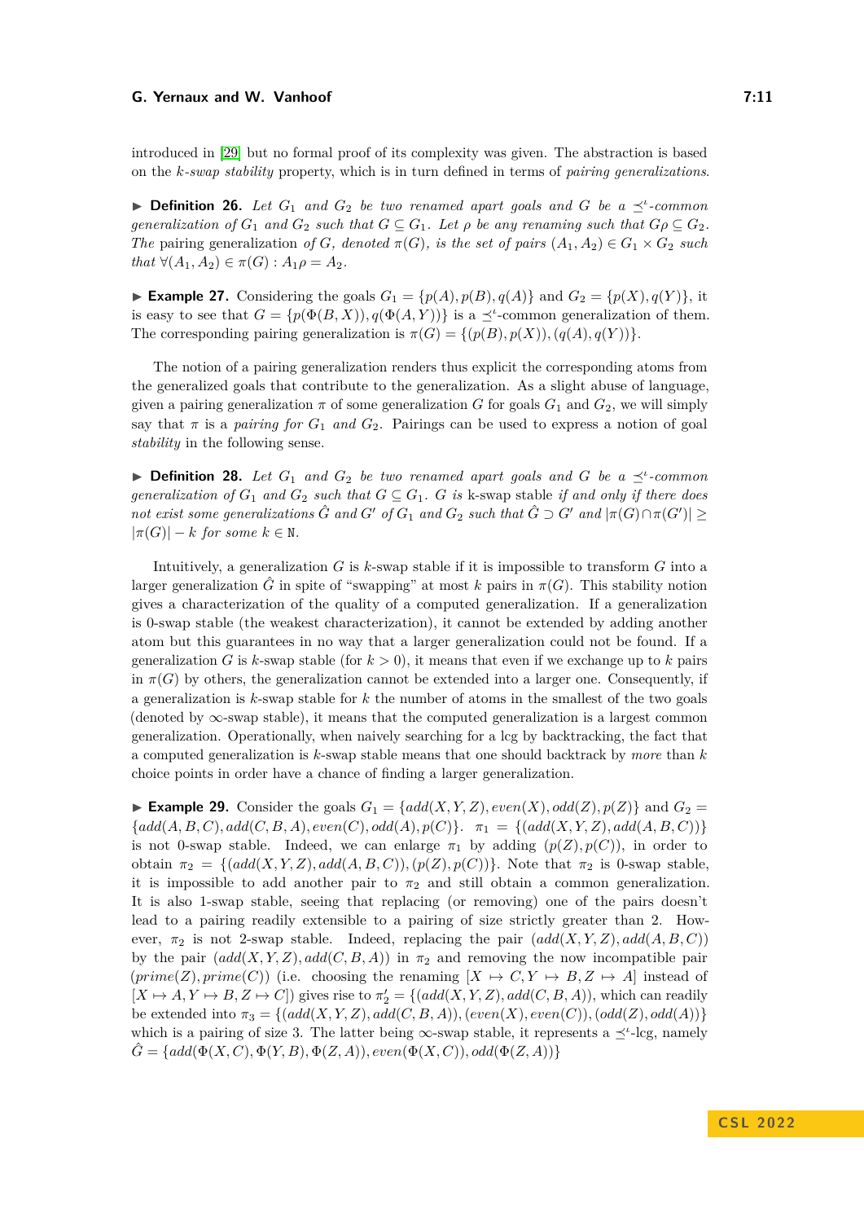introduced in [29] but no formal proof of its complexity was given. The abstraction is based on the *k-swap stability* property, which is in turn defined in terms of *pairing generalizations*.

▶ **Definition 26.** *Let $G_1$ and $G_2$ be two renamed apart goals and $G$ be a $\preceq^{\iota}$-common generalization of $G_1$ and $G_2$ such that $G \subseteq G_1$. Let $\rho$ be any renaming such that $G\rho \subseteq G_2$. The* pairing generalization *of $G$, denoted $\pi(G)$, is the set of pairs $(A_1, A_2) \in G_1 \times G_2$ such that $\forall (A_1, A_2) \in \pi(G) : A_1\rho = A_2$.*

▶ **Example 27.** Considering the goals $G_1 = \{p(A), p(B), q(A)\}$ and $G_2 = \{p(X), q(Y)\}$, it is easy to see that $G = \{p(\Phi(B, X)), q(\Phi(A, Y))\}$ is a $\preceq^{\iota}$-common generalization of them. The corresponding pairing generalization is $\pi(G) = \{(p(B), p(X)), (q(A), q(Y))\}$.

The notion of a pairing generalization renders thus explicit the corresponding atoms from the generalized goals that contribute to the generalization. As a slight abuse of language, given a pairing generalization $\pi$ of some generalization $G$ for goals $G_1$ and $G_2$, we will simply say that $\pi$ is a *pairing for $G_1$ and $G_2$*. Pairings can be used to express a notion of goal *stability* in the following sense.

▶ **Definition 28.** *Let $G_1$ and $G_2$ be two renamed apart goals and $G$ be a $\preceq^{\iota}$-common generalization of $G_1$ and $G_2$ such that $G \subseteq G_1$. $G$ is* k-swap stable *if and only if there does not exist some generalizations $\hat{G}$ and $G'$ of $G_1$ and $G_2$ such that $\hat{G} \supset G'$ and $|\pi(G) \cap \pi(G')| \geq |\pi(G)| - k$ for some $k \in \mathbb{N}$.*

Intuitively, a generalization $G$ is $k$-swap stable if it is impossible to transform $G$ into a larger generalization $\hat{G}$ in spite of "swapping" at most $k$ pairs in $\pi(G)$. This stability notion gives a characterization of the quality of a computed generalization. If a generalization is 0-swap stable (the weakest characterization), it cannot be extended by adding another atom but this guarantees in no way that a larger generalization could not be found. If a generalization $G$ is $k$-swap stable (for $k > 0$), it means that even if we exchange up to $k$ pairs in $\pi(G)$ by others, the generalization cannot be extended into a larger one. Consequently, if a generalization is $k$-swap stable for $k$ the number of atoms in the smallest of the two goals (denoted by $\infty$-swap stable), it means that the computed generalization is a largest common generalization. Operationally, when naively searching for a lcg by backtracking, the fact that a computed generalization is $k$-swap stable means that one should backtrack by *more* than $k$ choice points in order have a chance of finding a larger generalization.

▶ **Example 29.** Consider the goals $G_1 = \{add(X, Y, Z), even(X), odd(Z), p(Z)\}$ and $G_2 = \{add(A, B, C), add(C, B, A), even(C), odd(A), p(C)\}$. $\pi_1 = \{(add(X, Y, Z), add(A, B, C))\}$ is not 0-swap stable. Indeed, we can enlarge $\pi_1$ by adding $(p(Z), p(C))$, in order to obtain $\pi_2 = \{(add(X, Y, Z), add(A, B, C)), (p(Z), p(C))\}$. Note that $\pi_2$ is 0-swap stable, it is impossible to add another pair to $\pi_2$ and still obtain a common generalization. It is also 1-swap stable, seeing that replacing (or removing) one of the pairs doesn't lead to a pairing readily extensible to a pairing of size strictly greater than 2. However, $\pi_2$ is not 2-swap stable. Indeed, replacing the pair $(add(X, Y, Z), add(A, B, C))$ by the pair $(add(X, Y, Z), add(C, B, A))$ in $\pi_2$ and removing the now incompatible pair $(prime(Z), prime(C))$ (i.e. choosing the renaming $[X \mapsto C, Y \mapsto B, Z \mapsto A]$ instead of $[X \mapsto A, Y \mapsto B, Z \mapsto C]$) gives rise to $\pi_2' = \{(add(X, Y, Z), add(C, B, A)\}$, which can readily be extended into $\pi_3 = \{(add(X, Y, Z), add(C, B, A)), (even(X), even(C)), (odd(Z), odd(A))\}$ which is a pairing of size 3. The latter being $\infty$-swap stable, it represents a $\preceq^{\iota}$-lcg, namely $\hat{G} = \{add(\Phi(X, C), \Phi(Y, B), \Phi(Z, A)), even(\Phi(X, C)), odd(\Phi(Z, A))\}$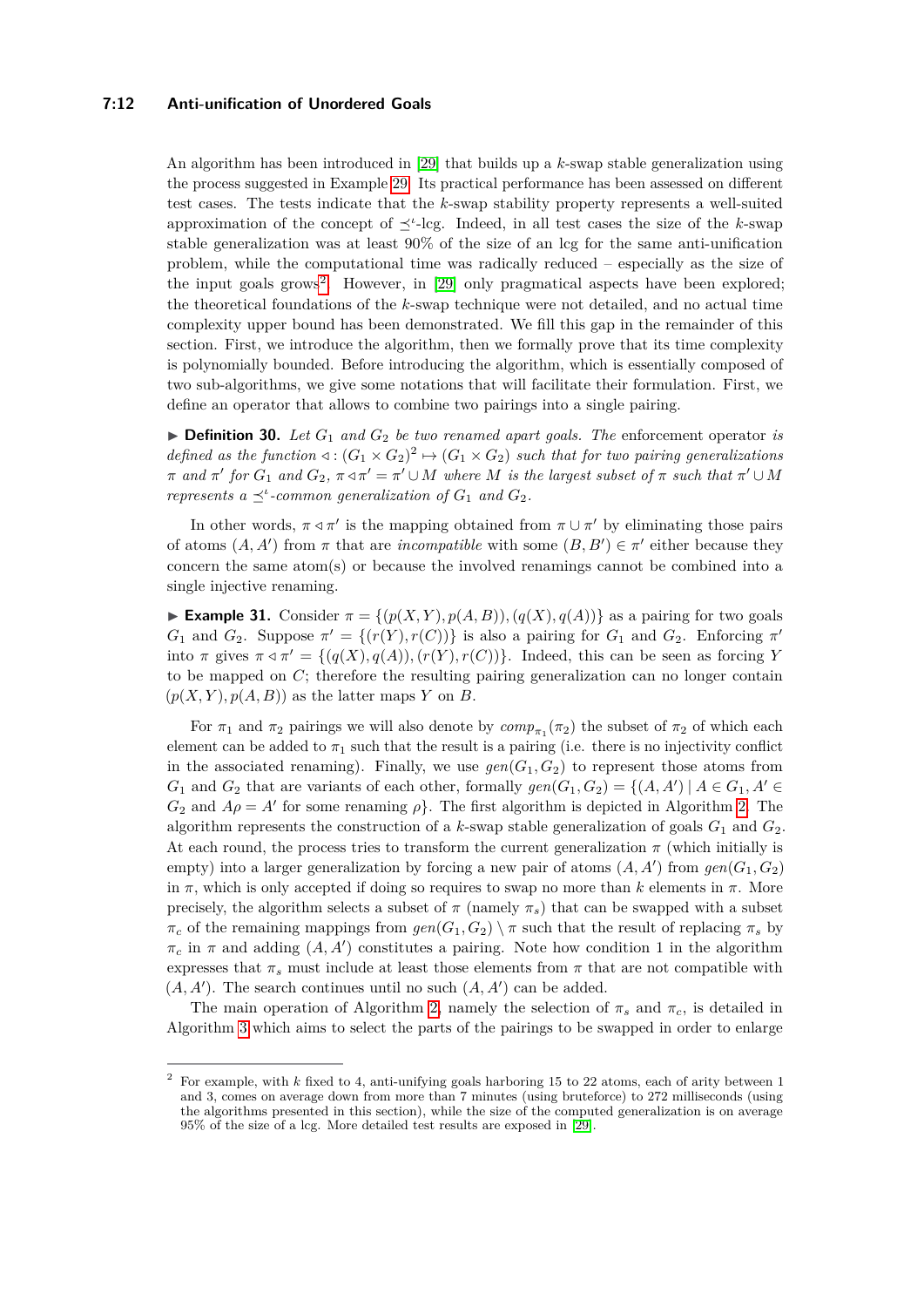An algorithm has been introduced in [29] that builds up a $k$-swap stable generalization using the process suggested in Example 29. Its practical performance has been assessed on different test cases. The tests indicate that the $k$-swap stability property represents a well-suited approximation of the concept of $\preceq^{\iota}$-lcg. Indeed, in all test cases the size of the $k$-swap stable generalization was at least 90% of the size of an lcg for the same anti-unification problem, while the computational time was radically reduced – especially as the size of the input goals grows[2]. However, in [29] only pragmatical aspects have been explored; the theoretical foundations of the $k$-swap technique were not detailed, and no actual time complexity upper bound has been demonstrated. We fill this gap in the remainder of this section. First, we introduce the algorithm, then we formally prove that its time complexity is polynomially bounded. Before introducing the algorithm, which is essentially composed of two sub-algorithms, we give some notations that will facilitate their formulation. First, we define an operator that allows to combine two pairings into a single pairing.

▶ **Definition 30.** *Let $G_1$ and $G_2$ be two renamed apart goals. The* enforcement operator *is defined as the function $\lhd : (G_1 \times G_2)^2 \mapsto (G_1 \times G_2)$ such that for two pairing generalizations $\pi$ and $\pi'$ for $G_1$ and $G_2$, $\pi \lhd \pi' = \pi' \cup M$ where $M$ is the largest subset of $\pi$ such that $\pi' \cup M$ represents a $\preceq^{\iota}$-common generalization of $G_1$ and $G_2$.*

In other words, $\pi \lhd \pi'$ is the mapping obtained from $\pi \cup \pi'$ by eliminating those pairs of atoms $(A, A')$ from $\pi$ that are *incompatible* with some $(B, B') \in \pi'$ either because they concern the same atom(s) or because the involved renamings cannot be combined into a single injective renaming.

▶ **Example 31.** Consider $\pi = \{(p(X,Y), p(A,B)), (q(X), q(A))\}$ as a pairing for two goals $G_1$ and $G_2$. Suppose $\pi' = \{(r(Y), r(C))\}$ is also a pairing for $G_1$ and $G_2$. Enforcing $\pi'$ into $\pi$ gives $\pi \lhd \pi' = \{(q(X), q(A)), (r(Y), r(C))\}$. Indeed, this can be seen as forcing $Y$ to be mapped on $C$; therefore the resulting pairing generalization can no longer contain $(p(X,Y), p(A,B))$ as the latter maps $Y$ on $B$.

For $\pi_1$ and $\pi_2$ pairings we will also denote by $comp_{\pi_1}(\pi_2)$ the subset of $\pi_2$ of which each element can be added to $\pi_1$ such that the result is a pairing (i.e. there is no injectivity conflict in the associated renaming). Finally, we use $gen(G_1, G_2)$ to represent those atoms from $G_1$ and $G_2$ that are variants of each other, formally $gen(G_1, G_2) = \{(A, A') \mid A \in G_1, A' \in G_2 \text{ and } A\rho = A' \text{ for some renaming } \rho\}$. The first algorithm is depicted in Algorithm 2. The algorithm represents the construction of a $k$-swap stable generalization of goals $G_1$ and $G_2$. At each round, the process tries to transform the current generalization $\pi$ (which initially is empty) into a larger generalization by forcing a new pair of atoms $(A, A')$ from $gen(G_1, G_2)$ in $\pi$, which is only accepted if doing so requires to swap no more than $k$ elements in $\pi$. More precisely, the algorithm selects a subset of $\pi$ (namely $\pi_s$) that can be swapped with a subset $\pi_c$ of the remaining mappings from $gen(G_1, G_2) \setminus \pi$ such that the result of replacing $\pi_s$ by $\pi_c$ in $\pi$ and adding $(A, A')$ constitutes a pairing. Note how condition 1 in the algorithm expresses that $\pi_s$ must include at least those elements from $\pi$ that are not compatible with $(A, A')$. The search continues until no such $(A, A')$ can be added.

The main operation of Algorithm 2, namely the selection of $\pi_s$ and $\pi_c$, is detailed in Algorithm 3 which aims to select the parts of the pairings to be swapped in order to enlarge

[2] For example, with $k$ fixed to 4, anti-unifying goals harboring 15 to 22 atoms, each of arity between 1 and 3, comes on average down from more than 7 minutes (using bruteforce) to 272 milliseconds (using the algorithms presented in this section), while the size of the computed generalization is on average 95% of the size of a lcg. More detailed test results are exposed in [29].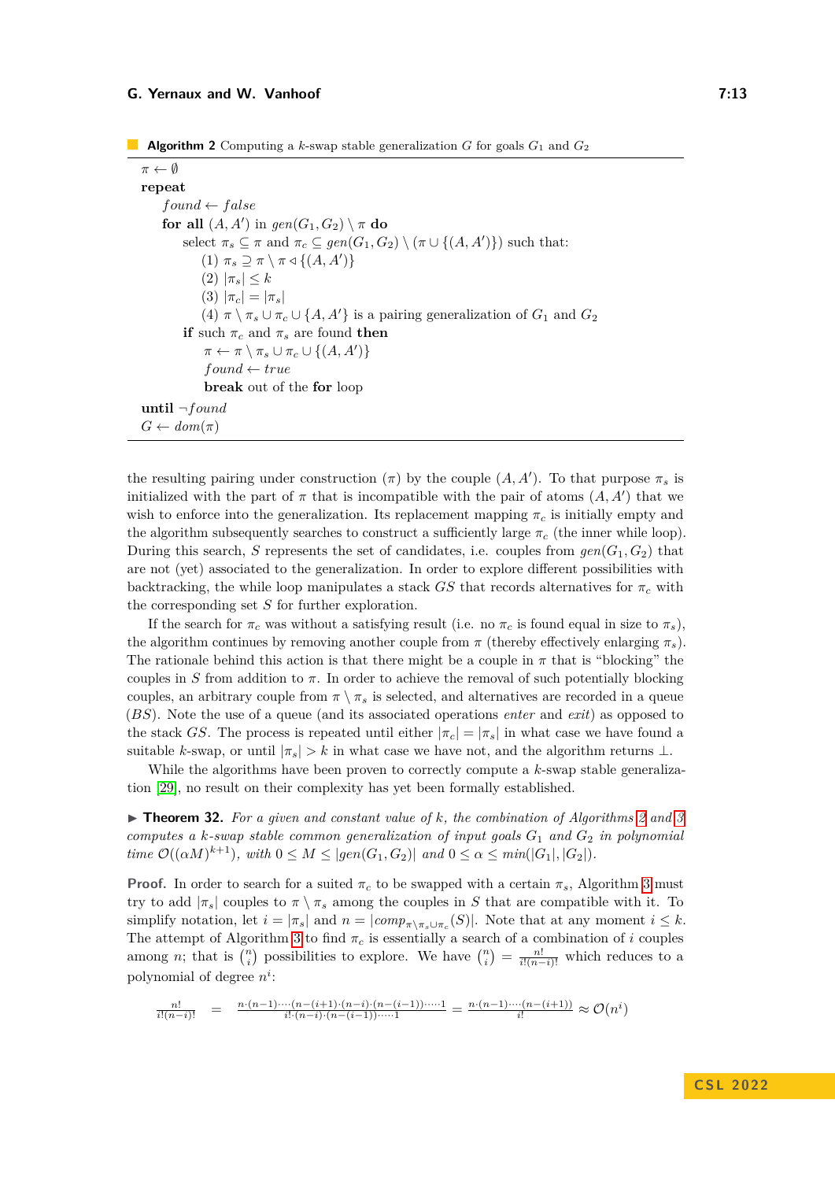**Algorithm 2** Computing a $k$-swap stable generalization $G$ for goals $G_1$ and $G_2$

```
π ← ∅
repeat
    found ← false
    for all (A, A′) in gen(G1, G2) \ π do
        select πs ⊆ π and πc ⊆ gen(G1, G2) \ (π ∪ {(A, A′)}) such that:
            (1) πs ⊇ π \ π ◁ {(A, A′)}
            (2) |πs| ≤ k
            (3) |πc| = |πs|
            (4) π \ πs ∪ πc ∪ {A, A′} is a pairing generalization of G1 and G2
        if such πc and πs are found then
            π ← π \ πs ∪ πc ∪ {(A, A′)}
            found ← true
            break out of the for loop
until ¬found
G ← dom(π)
```

the resulting pairing under construction ($\pi$) by the couple $(A, A')$. To that purpose $\pi_s$ is initialized with the part of $\pi$ that is incompatible with the pair of atoms $(A, A')$ that we wish to enforce into the generalization. Its replacement mapping $\pi_c$ is initially empty and the algorithm subsequently searches to construct a sufficiently large $\pi_c$ (the inner while loop). During this search, $S$ represents the set of candidates, i.e. couples from $gen(G_1, G_2)$ that are not (yet) associated to the generalization. In order to explore different possibilities with backtracking, the while loop manipulates a stack $GS$ that records alternatives for $\pi_c$ with the corresponding set $S$ for further exploration.

If the search for $\pi_c$ was without a satisfying result (i.e. no $\pi_c$ is found equal in size to $\pi_s$), the algorithm continues by removing another couple from $\pi$ (thereby effectively enlarging $\pi_s$). The rationale behind this action is that there might be a couple in $\pi$ that is "blocking" the couples in $S$ from addition to $\pi$. In order to achieve the removal of such potentially blocking couples, an arbitrary couple from $\pi \setminus \pi_s$ is selected, and alternatives are recorded in a queue ($BS$). Note the use of a queue (and its associated operations *enter* and *exit*) as opposed to the stack $GS$. The process is repeated until either $|\pi_c| = |\pi_s|$ in what case we have found a suitable $k$-swap, or until $|\pi_s| > k$ in what case we have not, and the algorithm returns $\perp$.

While the algorithms have been proven to correctly compute a $k$-swap stable generalization [29], no result on their complexity has yet been formally established.

▶ **Theorem 32.** *For a given and constant value of $k$, the combination of Algorithms 2 and 3 computes a $k$-swap stable common generalization of input goals $G_1$ and $G_2$ in polynomial time $\mathcal{O}((\alpha M)^{k+1})$, with $0 \leq M \leq |gen(G_1, G_2)|$ and $0 \leq \alpha \leq min(|G_1|, |G_2|)$.*

**Proof.** In order to search for a suited $\pi_c$ to be swapped with a certain $\pi_s$, Algorithm 3 must try to add $|\pi_s|$ couples to $\pi \setminus \pi_s$ among the couples in $S$ that are compatible with it. To simplify notation, let $i = |\pi_s|$ and $n = |comp_{\pi \setminus \pi_s \cup \pi_c}(S)|$. Note that at any moment $i \leq k$. The attempt of Algorithm 3 to find $\pi_c$ is essentially a search of a combination of $i$ couples among $n$; that is $\binom{n}{i}$ possibilities to explore. We have $\binom{n}{i} = \frac{n!}{i!(n-i)!}$ which reduces to a polynomial of degree $n^i$:

$$\frac{n!}{i!(n-i)!} = \frac{n \cdot (n-1) \cdot \dots \cdot (n-(i+1) \cdot (n-i) \cdot (n-(i-1)) \cdot \dots \cdot 1}{i! \cdot (n-i) \cdot (n-(i-1)) \cdot \dots \cdot 1} = \frac{n \cdot (n-1) \cdot \dots \cdot (n-(i+1))}{i!} \approx \mathcal{O}(n^i)$$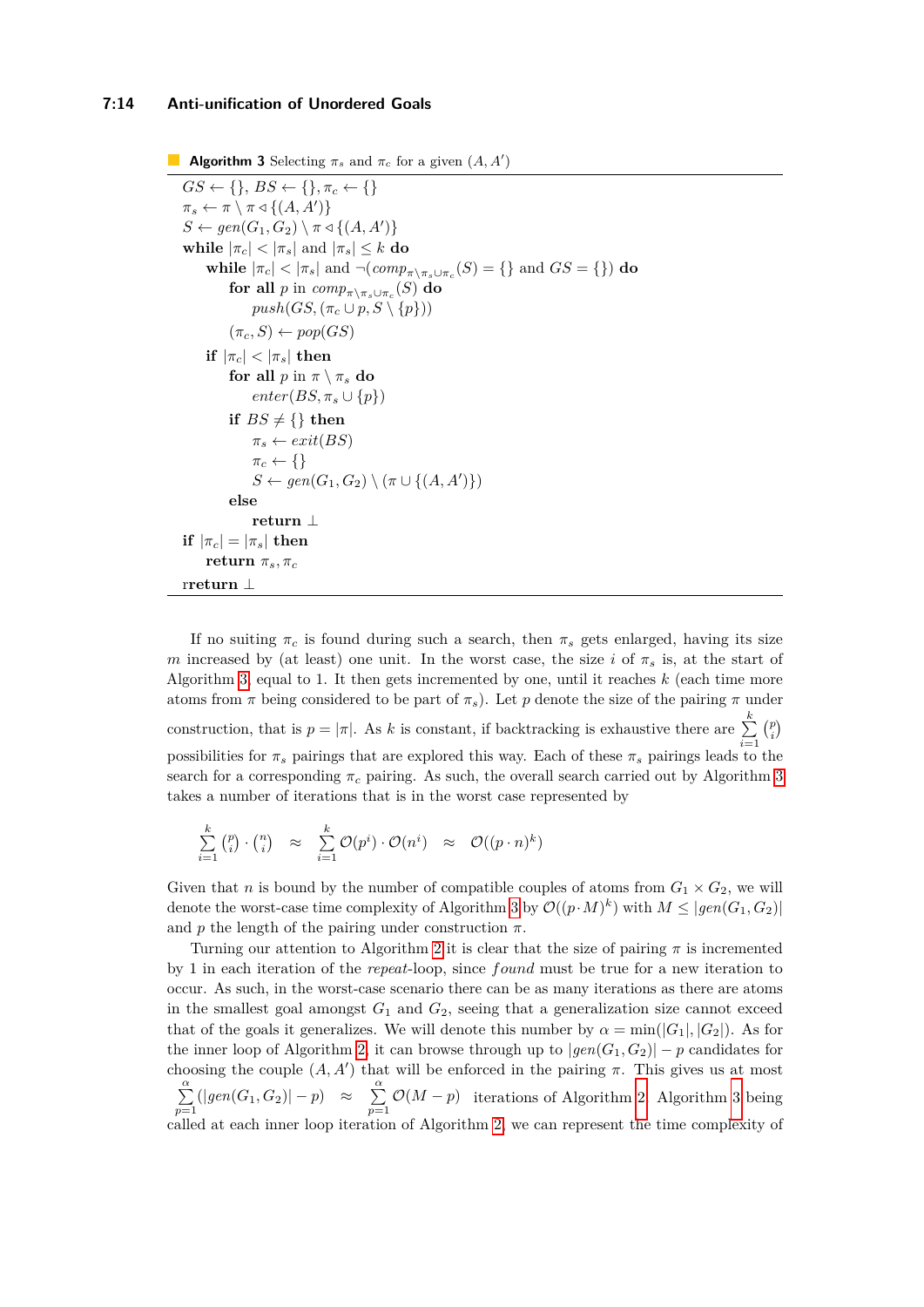**Algorithm 3** Selecting $\pi_s$ and $\pi_c$ for a given $(A, A')$

```
GS ← {}, BS ← {}, π_c ← {}
π_s ← π \ π ◁ {(A, A')}
S ← gen(G_1, G_2) \ π ◁ {(A, A')}
while |π_c| < |π_s| and |π_s| ≤ k do
    while |π_c| < |π_s| and ¬(comp_{π\π_s∪π_c}(S) = {} and GS = {}) do
        for all p in comp_{π\π_s∪π_c}(S) do
            push(GS, (π_c ∪ p, S \ {p}))
        (π_c, S) ← pop(GS)
    if |π_c| < |π_s| then
        for all p in π \ π_s do
            enter(BS, π_s ∪ {p})
        if BS ≠ {} then
            π_s ← exit(BS)
            π_c ← {}
            S ← gen(G_1, G_2) \ (π ∪ {(A, A')})
        else
            return ⊥
if |π_c| = |π_s| then
    return π_s, π_c
rreturn ⊥
```

If no suiting $\pi_c$ is found during such a search, then $\pi_s$ gets enlarged, having its size $m$ increased by (at least) one unit. In the worst case, the size $i$ of $\pi_s$ is, at the start of Algorithm 3, equal to 1. It then gets incremented by one, until it reaches $k$ (each time more atoms from $\pi$ being considered to be part of $\pi_s$). Let $p$ denote the size of the pairing $\pi$ under construction, that is $p = |\pi|$. As $k$ is constant, if backtracking is exhaustive there are $\sum_{i=1}^{k} \binom{p}{i}$ possibilities for $\pi_s$ pairings that are explored this way. Each of these $\pi_s$ pairings leads to the search for a corresponding $\pi_c$ pairing. As such, the overall search carried out by Algorithm 3 takes a number of iterations that is in the worst case represented by

$$\sum_{i=1}^{k} \binom{p}{i} \cdot \binom{n}{i} \quad \approx \quad \sum_{i=1}^{k} \mathcal{O}(p^i) \cdot \mathcal{O}(n^i) \quad \approx \quad \mathcal{O}((p \cdot n)^k)$$

Given that $n$ is bound by the number of compatible couples of atoms from $G_1 \times G_2$, we will denote the worst-case time complexity of Algorithm 3 by $\mathcal{O}((p \cdot M)^k)$ with $M \leq |gen(G_1, G_2)|$ and $p$ the length of the pairing under construction $\pi$.

Turning our attention to Algorithm 2 it is clear that the size of pairing $\pi$ is incremented by 1 in each iteration of the *repeat*-loop, since *found* must be true for a new iteration to occur. As such, in the worst-case scenario there can be as many iterations as there are atoms in the smallest goal amongst $G_1$ and $G_2$, seeing that a generalization size cannot exceed that of the goals it generalizes. We will denote this number by $\alpha = \min(|G_1|, |G_2|)$. As for the inner loop of Algorithm 2, it can browse through up to $|gen(G_1, G_2)| - p$ candidates for choosing the couple $(A, A')$ that will be enforced in the pairing $\pi$. This gives us at most $\sum_{p=1}^{\alpha} (|gen(G_1, G_2)| - p) \approx \sum_{p=1}^{\alpha} \mathcal{O}(M - p)$ iterations of Algorithm 2. Algorithm 3 being called at each inner loop iteration of Algorithm 2, we can represent the time complexity of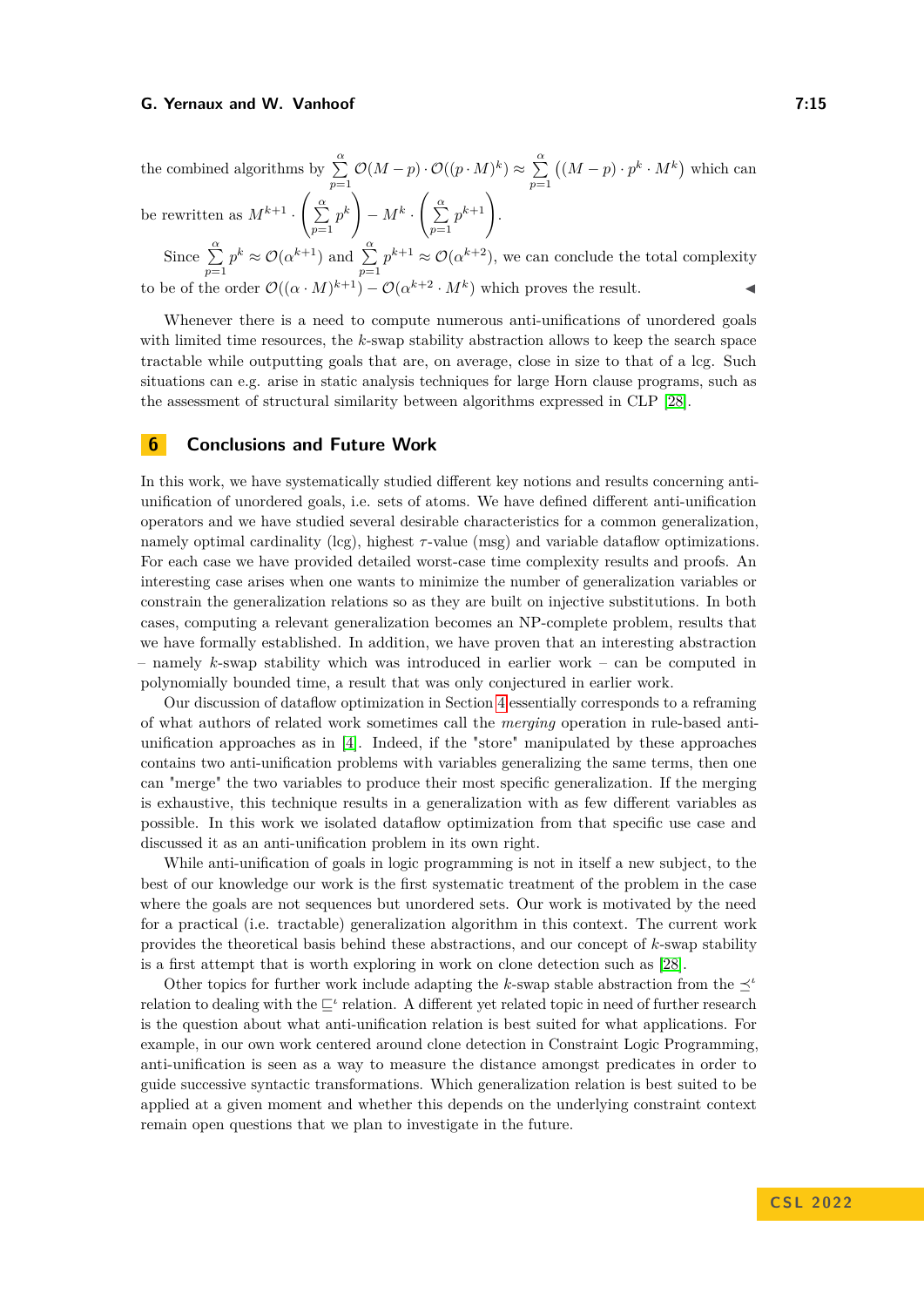the combined algorithms by $\sum_{p=1}^{\alpha} \mathcal{O}(M-p) \cdot \mathcal{O}((p \cdot M)^k) \approx \sum_{p=1}^{\alpha} \left((M-p) \cdot p^k \cdot M^k\right)$ which can be rewritten as $M^{k+1} \cdot \left(\sum_{p=1}^{\alpha} p^k\right) - M^k \cdot \left(\sum_{p=1}^{\alpha} p^{k+1}\right)$.

Since $\sum_{p=1}^{\alpha} p^k \approx \mathcal{O}(\alpha^{k+1})$ and $\sum_{p=1}^{\alpha} p^{k+1} \approx \mathcal{O}(\alpha^{k+2})$, we can conclude the total complexity to be of the order $\mathcal{O}((\alpha \cdot M)^{k+1}) - \mathcal{O}(\alpha^{k+2} \cdot M^k)$ which proves the result. ◀

Whenever there is a need to compute numerous anti-unifications of unordered goals with limited time resources, the $k$-swap stability abstraction allows to keep the search space tractable while outputting goals that are, on average, close in size to that of a lcg. Such situations can e.g. arise in static analysis techniques for large Horn clause programs, such as the assessment of structural similarity between algorithms expressed in CLP [28].

## 6 Conclusions and Future Work

In this work, we have systematically studied different key notions and results concerning anti-unification of unordered goals, i.e. sets of atoms. We have defined different anti-unification operators and we have studied several desirable characteristics for a common generalization, namely optimal cardinality (lcg), highest $\tau$-value (msg) and variable dataflow optimizations. For each case we have provided detailed worst-case time complexity results and proofs. An interesting case arises when one wants to minimize the number of generalization variables or constrain the generalization relations so as they are built on injective substitutions. In both cases, computing a relevant generalization becomes an NP-complete problem, results that we have formally established. In addition, we have proven that an interesting abstraction – namely $k$-swap stability which was introduced in earlier work – can be computed in polynomially bounded time, a result that was only conjectured in earlier work.

Our discussion of dataflow optimization in Section 4 essentially corresponds to a reframing of what authors of related work sometimes call the *merging* operation in rule-based anti-unification approaches as in [4]. Indeed, if the "store" manipulated by these approaches contains two anti-unification problems with variables generalizing the same terms, then one can "merge" the two variables to produce their most specific generalization. If the merging is exhaustive, this technique results in a generalization with as few different variables as possible. In this work we isolated dataflow optimization from that specific use case and discussed it as an anti-unification problem in its own right.

While anti-unification of goals in logic programming is not in itself a new subject, to the best of our knowledge our work is the first systematic treatment of the problem in the case where the goals are not sequences but unordered sets. Our work is motivated by the need for a practical (i.e. tractable) generalization algorithm in this context. The current work provides the theoretical basis behind these abstractions, and our concept of $k$-swap stability is a first attempt that is worth exploring in work on clone detection such as [28].

Other topics for further work include adapting the $k$-swap stable abstraction from the $\preceq^{\iota}$ relation to dealing with the $\sqsubseteq^{\iota}$ relation. A different yet related topic in need of further research is the question about what anti-unification relation is best suited for what applications. For example, in our own work centered around clone detection in Constraint Logic Programming, anti-unification is seen as a way to measure the distance amongst predicates in order to guide successive syntactic transformations. Which generalization relation is best suited to be applied at a given moment and whether this depends on the underlying constraint context remain open questions that we plan to investigate in the future.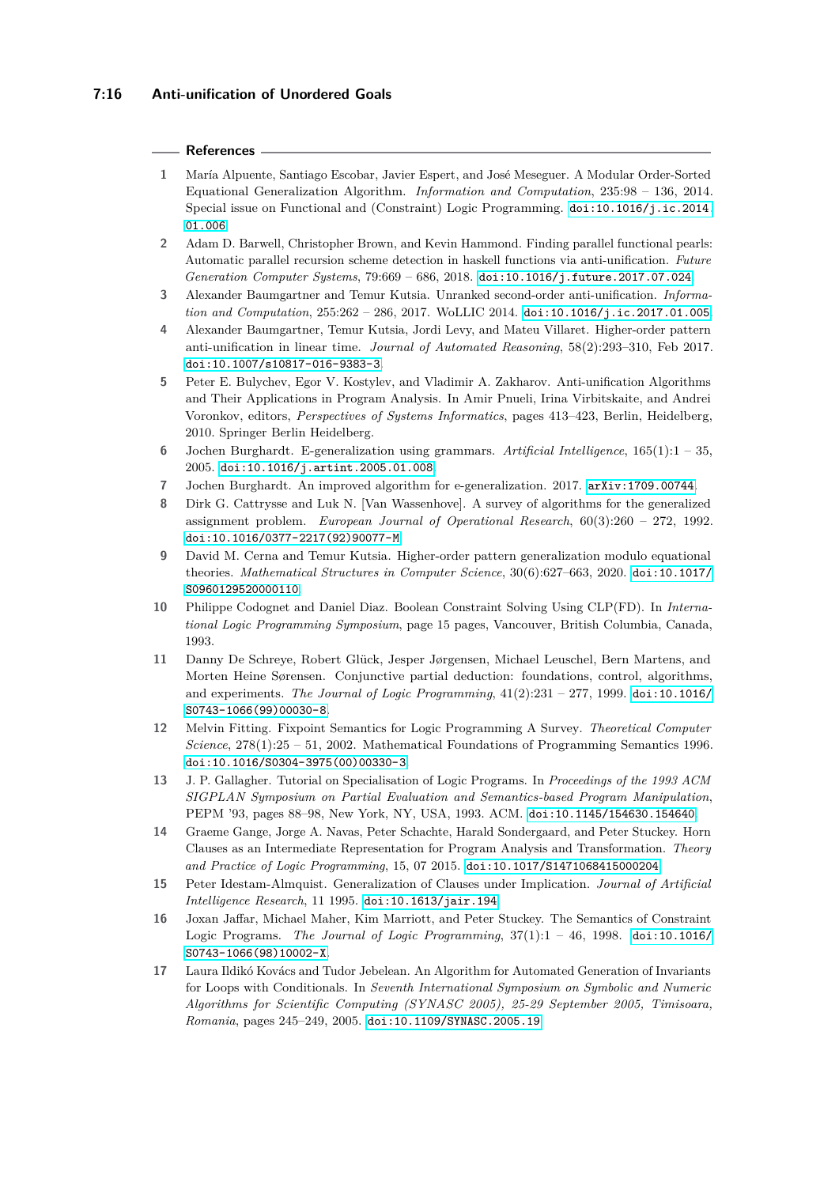## References

1. María Alpuente, Santiago Escobar, Javier Espert, and José Meseguer. A Modular Order-Sorted Equational Generalization Algorithm. *Information and Computation*, 235:98 – 136, 2014. Special issue on Functional and (Constraint) Logic Programming. doi:10.1016/j.ic.2014.01.006.
2. Adam D. Barwell, Christopher Brown, and Kevin Hammond. Finding parallel functional pearls: Automatic parallel recursion scheme detection in haskell functions via anti-unification. *Future Generation Computer Systems*, 79:669 – 686, 2018. doi:10.1016/j.future.2017.07.024.
3. Alexander Baumgartner and Temur Kutsia. Unranked second-order anti-unification. *Information and Computation*, 255:262 – 286, 2017. WoLLIC 2014. doi:10.1016/j.ic.2017.01.005.
4. Alexander Baumgartner, Temur Kutsia, Jordi Levy, and Mateu Villaret. Higher-order pattern anti-unification in linear time. *Journal of Automated Reasoning*, 58(2):293–310, Feb 2017. doi:10.1007/s10817-016-9383-3.
5. Peter E. Bulychev, Egor V. Kostylev, and Vladimir A. Zakharov. Anti-unification Algorithms and Their Applications in Program Analysis. In Amir Pnueli, Irina Virbitskaite, and Andrei Voronkov, editors, *Perspectives of Systems Informatics*, pages 413–423, Berlin, Heidelberg, 2010. Springer Berlin Heidelberg.
6. Jochen Burghardt. E-generalization using grammars. *Artificial Intelligence*, 165(1):1 – 35, 2005. doi:10.1016/j.artint.2005.01.008.
7. Jochen Burghardt. An improved algorithm for e-generalization. 2017. arXiv:1709.00744.
8. Dirk G. Cattrysse and Luk N. [Van Wassenhove]. A survey of algorithms for the generalized assignment problem. *European Journal of Operational Research*, 60(3):260 – 272, 1992. doi:10.1016/0377-2217(92)90077-M.
9. David M. Cerna and Temur Kutsia. Higher-order pattern generalization modulo equational theories. *Mathematical Structures in Computer Science*, 30(6):627–663, 2020. doi:10.1017/S0960129520000110.
10. Philippe Codognet and Daniel Diaz. Boolean Constraint Solving Using CLP(FD). In *International Logic Programming Symposium*, page 15 pages, Vancouver, British Columbia, Canada, 1993.
11. Danny De Schreye, Robert Glück, Jesper Jørgensen, Michael Leuschel, Bern Martens, and Morten Heine Sørensen. Conjunctive partial deduction: foundations, control, algorithms, and experiments. *The Journal of Logic Programming*, 41(2):231 – 277, 1999. doi:10.1016/S0743-1066(99)00030-8.
12. Melvin Fitting. Fixpoint Semantics for Logic Programming A Survey. *Theoretical Computer Science*, 278(1):25 – 51, 2002. Mathematical Foundations of Programming Semantics 1996. doi:10.1016/S0304-3975(00)00330-3.
13. J. P. Gallagher. Tutorial on Specialisation of Logic Programs. In *Proceedings of the 1993 ACM SIGPLAN Symposium on Partial Evaluation and Semantics-based Program Manipulation*, PEPM '93, pages 88–98, New York, NY, USA, 1993. ACM. doi:10.1145/154630.154640.
14. Graeme Gange, Jorge A. Navas, Peter Schachte, Harald Sondergaard, and Peter Stuckey. Horn Clauses as an Intermediate Representation for Program Analysis and Transformation. *Theory and Practice of Logic Programming*, 15, 07 2015. doi:10.1017/S1471068415000204.
15. Peter Idestam-Almquist. Generalization of Clauses under Implication. *Journal of Artificial Intelligence Research*, 11 1995. doi:10.1613/jair.194.
16. Joxan Jaffar, Michael Maher, Kim Marriott, and Peter Stuckey. The Semantics of Constraint Logic Programs. *The Journal of Logic Programming*, 37(1):1 – 46, 1998. doi:10.1016/S0743-1066(98)10002-X.
17. Laura Ildikó Kovács and Tudor Jebelean. An Algorithm for Automated Generation of Invariants for Loops with Conditionals. In *Seventh International Symposium on Symbolic and Numeric Algorithms for Scientific Computing (SYNASC 2005), 25-29 September 2005, Timisoara, Romania*, pages 245–249, 2005. doi:10.1109/SYNASC.2005.19.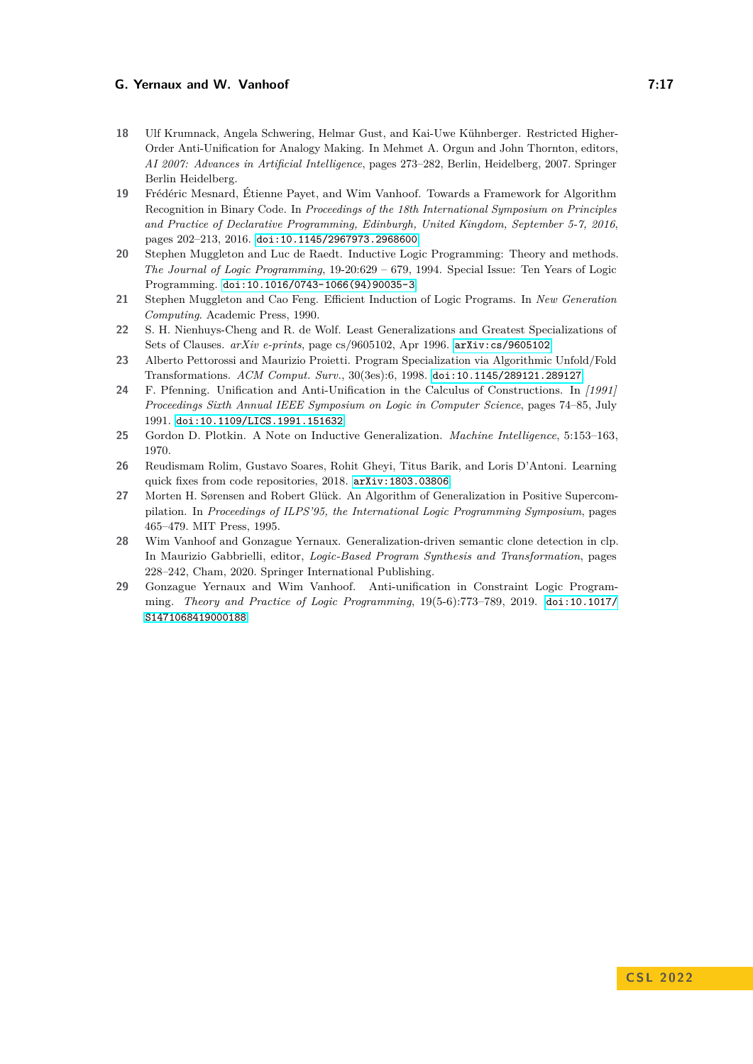18 Ulf Krumnack, Angela Schwering, Helmar Gust, and Kai-Uwe Kühnberger. Restricted Higher-Order Anti-Unification for Analogy Making. In Mehmet A. Orgun and John Thornton, editors, *AI 2007: Advances in Artificial Intelligence*, pages 273–282, Berlin, Heidelberg, 2007. Springer Berlin Heidelberg.

19 Frédéric Mesnard, Étienne Payet, and Wim Vanhoof. Towards a Framework for Algorithm Recognition in Binary Code. In *Proceedings of the 18th International Symposium on Principles and Practice of Declarative Programming, Edinburgh, United Kingdom, September 5-7, 2016*, pages 202–213, 2016. doi:10.1145/2967973.2968600.

20 Stephen Muggleton and Luc de Raedt. Inductive Logic Programming: Theory and methods. *The Journal of Logic Programming*, 19-20:629 – 679, 1994. Special Issue: Ten Years of Logic Programming. doi:10.1016/0743-1066(94)90035-3.

21 Stephen Muggleton and Cao Feng. Efficient Induction of Logic Programs. In *New Generation Computing*. Academic Press, 1990.

22 S. H. Nienhuys-Cheng and R. de Wolf. Least Generalizations and Greatest Specializations of Sets of Clauses. *arXiv e-prints*, page cs/9605102, Apr 1996. arXiv:cs/9605102.

23 Alberto Pettorossi and Maurizio Proietti. Program Specialization via Algorithmic Unfold/Fold Transformations. *ACM Comput. Surv.*, 30(3es):6, 1998. doi:10.1145/289121.289127.

24 F. Pfenning. Unification and Anti-Unification in the Calculus of Constructions. In *[1991] Proceedings Sixth Annual IEEE Symposium on Logic in Computer Science*, pages 74–85, July 1991. doi:10.1109/LICS.1991.151632.

25 Gordon D. Plotkin. A Note on Inductive Generalization. *Machine Intelligence*, 5:153–163, 1970.

26 Reudismam Rolim, Gustavo Soares, Rohit Gheyi, Titus Barik, and Loris D'Antoni. Learning quick fixes from code repositories, 2018. arXiv:1803.03806.

27 Morten H. Sørensen and Robert Glück. An Algorithm of Generalization in Positive Supercompilation. In *Proceedings of ILPS'95, the International Logic Programming Symposium*, pages 465–479. MIT Press, 1995.

28 Wim Vanhoof and Gonzague Yernaux. Generalization-driven semantic clone detection in clp. In Maurizio Gabbrielli, editor, *Logic-Based Program Synthesis and Transformation*, pages 228–242, Cham, 2020. Springer International Publishing.

29 Gonzague Yernaux and Wim Vanhoof. Anti-unification in Constraint Logic Programming. *Theory and Practice of Logic Programming*, 19(5-6):773–789, 2019. doi:10.1017/S1471068419000188.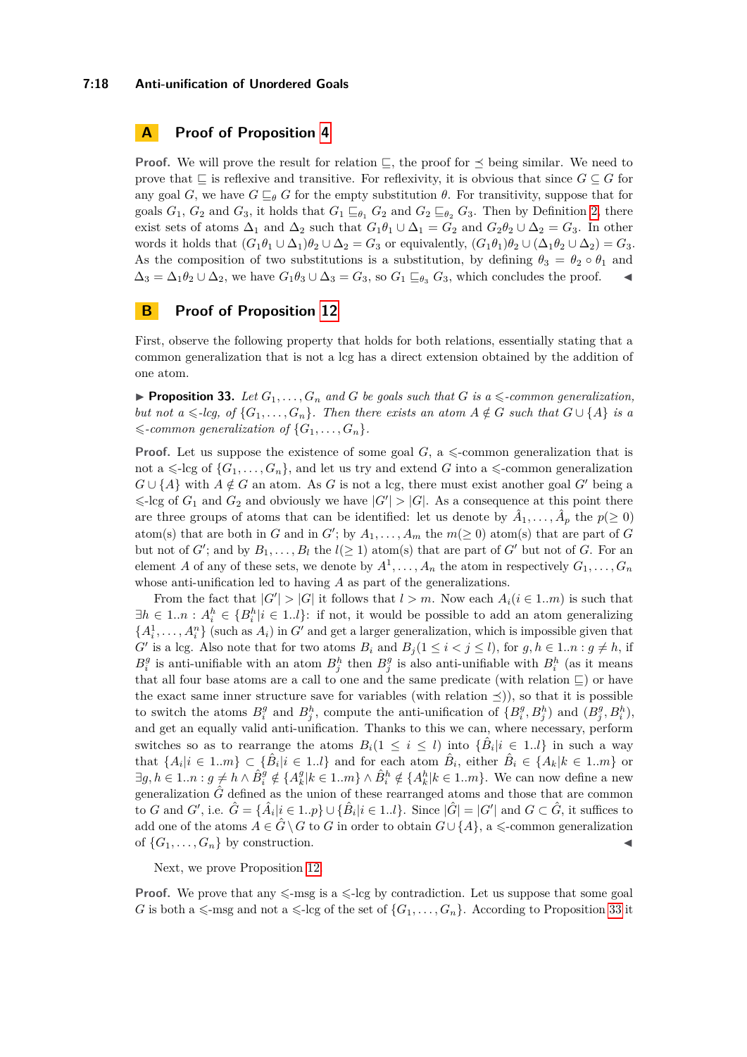## A Proof of Proposition 4

**Proof.** We will prove the result for relation $\sqsubseteq$, the proof for $\preceq$ being similar. We need to prove that $\sqsubseteq$ is reflexive and transitive. For reflexivity, it is obvious that since $G \subseteq G$ for any goal $G$, we have $G \sqsubseteq_\theta G$ for the empty substitution $\theta$. For transitivity, suppose that for goals $G_1$, $G_2$ and $G_3$, it holds that $G_1 \sqsubseteq_{\theta_1} G_2$ and $G_2 \sqsubseteq_{\theta_2} G_3$. Then by Definition 2, there exist sets of atoms $\Delta_1$ and $\Delta_2$ such that $G_1\theta_1 \cup \Delta_1 = G_2$ and $G_2\theta_2 \cup \Delta_2 = G_3$. In other words it holds that $(G_1\theta_1 \cup \Delta_1)\theta_2 \cup \Delta_2 = G_3$ or equivalently, $(G_1\theta_1)\theta_2 \cup (\Delta_1\theta_2 \cup \Delta_2) = G_3$. As the composition of two substitutions is a substitution, by defining $\theta_3 = \theta_2 \circ \theta_1$ and $\Delta_3 = \Delta_1\theta_2 \cup \Delta_2$, we have $G_1\theta_3 \cup \Delta_3 = G_3$, so $G_1 \sqsubseteq_{\theta_3} G_3$, which concludes the proof. ◀

## B Proof of Proposition 12

First, observe the following property that holds for both relations, essentially stating that a common generalization that is not a lcg has a direct extension obtained by the addition of one atom.

▶ **Proposition 33.** *Let $G_1, \ldots, G_n$ and $G$ be goals such that $G$ is a $\leqslant$-common generalization, but not a $\leqslant$-lcg, of $\{G_1, \ldots, G_n\}$. Then there exists an atom $A \notin G$ such that $G \cup \{A\}$ is a $\leqslant$-common generalization of $\{G_1, \ldots, G_n\}$.*

**Proof.** Let us suppose the existence of some goal $G$, a $\leqslant$-common generalization that is not a $\leqslant$-lcg of $\{G_1, \ldots, G_n\}$, and let us try and extend $G$ into a $\leqslant$-common generalization $G \cup \{A\}$ with $A \notin G$ an atom. As $G$ is not a lcg, there must exist another goal $G'$ being a $\leqslant$-lcg of $G_1$ and $G_2$ and obviously we have $|G'| > |G|$. As a consequence at this point there are three groups of atoms that can be identified: let us denote by $\hat{A}_1, \ldots, \hat{A}_p$ the $p(\geq 0)$ atom(s) that are both in $G$ and in $G'$; by $A_1, \ldots, A_m$ the $m(\geq 0)$ atom(s) that are part of $G$ but not of $G'$; and by $B_1, \ldots, B_l$ the $l(\geq 1)$ atom(s) that are part of $G'$ but not of $G$. For an element $A$ of any of these sets, we denote by $A^1, \ldots, A_n$ the atom in respectively $G_1, \ldots, G_n$ whose anti-unification led to having $A$ as part of the generalizations.

From the fact that $|G'| > |G|$ it follows that $l > m$. Now each $A_i (i \in 1..m)$ is such that $\exists h \in 1..n : A_i^h \in \{B_i^h | i \in 1..l\}$: if not, it would be possible to add an atom generalizing $\{A_i^1, \ldots, A_i^n\}$ (such as $A_i$) in $G'$ and get a larger generalization, which is impossible given that $G'$ is a lcg. Also note that for two atoms $B_i$ and $B_j (1 \leq i < j \leq l)$, for $g, h \in 1..n : g \neq h$, if $B_i^g$ is anti-unifiable with an atom $B_j^h$ then $B_j^g$ is also anti-unifiable with $B_i^h$ (as it means that all four base atoms are a call to one and the same predicate (with relation $\sqsubseteq$) or have the exact same inner structure save for variables (with relation $\preceq$)), so that it is possible to switch the atoms $B_i^g$ and $B_j^h$, compute the anti-unification of $\{B_i^g, B_j^h\}$ and $(B_j^g, B_i^h)$, and get an equally valid anti-unification. Thanks to this we can, where necessary, perform switches so as to rearrange the atoms $B_i (1 \leq i \leq l)$ into $\{\hat{B}_i | i \in 1..l\}$ in such a way that $\{A_i | i \in 1..m\} \subset \{\hat{B}_i | i \in 1..l\}$ and for each atom $\hat{B}_i$, either $\hat{B}_i \in \{A_k | k \in 1..m\}$ or $\exists g, h \in 1..n : g \neq h \wedge \hat{B}_i^g \notin \{A_k^g | k \in 1..m\} \wedge \hat{B}_i^h \notin \{A_k^h | k \in 1..m\}$. We can now define a new generalization $\hat{G}$ defined as the union of these rearranged atoms and those that are common to $G$ and $G'$, i.e. $\hat{G} = \{\hat{A}_i | i \in 1..p\} \cup \{\hat{B}_i | i \in 1..l\}$. Since $|\hat{G}| = |G'|$ and $G \subset \hat{G}$, it suffices to add one of the atoms $A \in \hat{G} \setminus G$ to $G$ in order to obtain $G \cup \{A\}$, a $\leqslant$-common generalization of $\{G_1, \ldots, G_n\}$ by construction. ◀

Next, we prove Proposition 12.

**Proof.** We prove that any $\leqslant$-msg is a $\leqslant$-lcg by contradiction. Let us suppose that some goal $G$ is both a $\leqslant$-msg and not a $\leqslant$-lcg of the set of $\{G_1, \ldots, G_n\}$. According to Proposition 33 it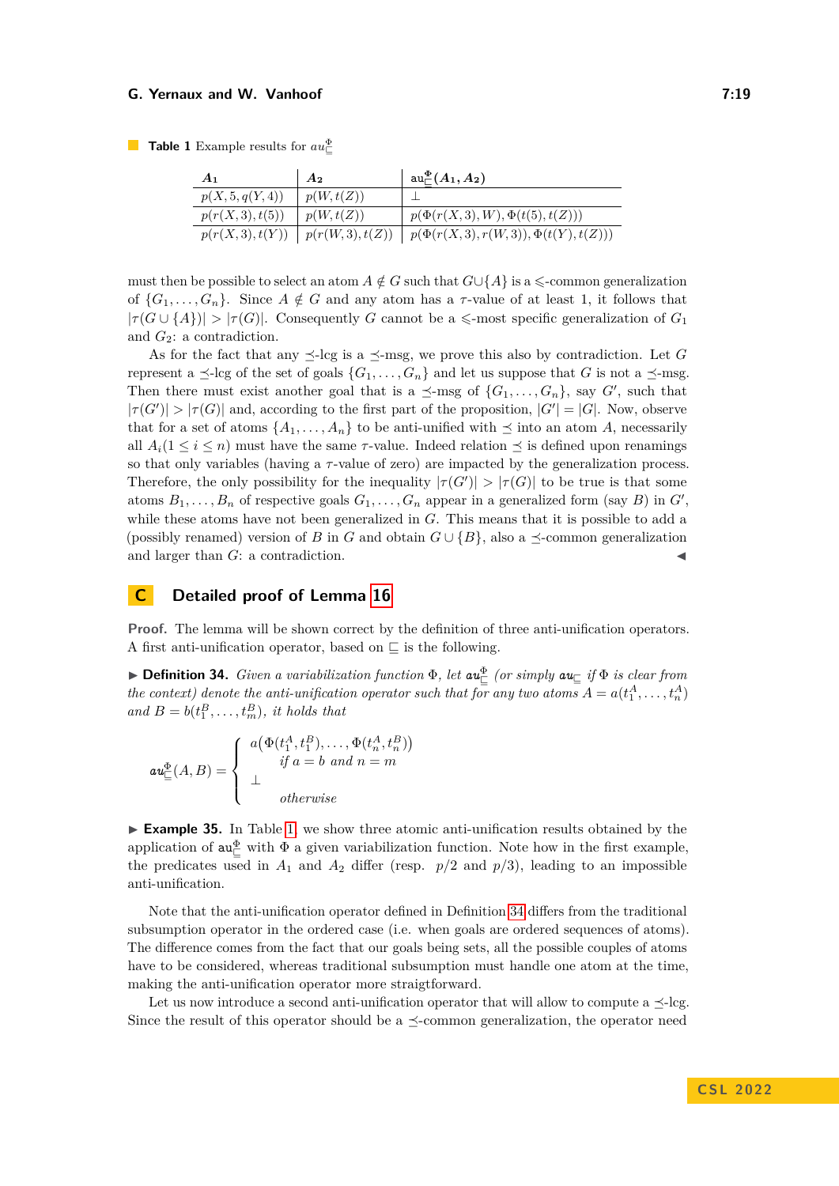**Table 1** Example results for $au^{\Phi}_{\sqsubseteq}$

| $A_1$ | $A_2$ | $\mathrm{au}^{\Phi}_{\sqsubseteq}(A_1, A_2)$ |
|---|---|---|
| $p(X, 5, q(Y, 4))$ | $p(W, t(Z))$ | $\perp$ |
| $p(r(X, 3), t(5))$ | $p(W, t(Z))$ | $p(\Phi(r(X, 3), W), \Phi(t(5), t(Z)))$ |
| $p(r(X, 3), t(Y))$ | $p(r(W, 3), t(Z))$ | $p(\Phi(r(X, 3), r(W, 3)), \Phi(t(Y), t(Z)))$ |

must then be possible to select an atom $A \notin G$ such that $G \cup \{A\}$ is a $\leqslant$-common generalization of $\{G_1, \ldots, G_n\}$. Since $A \notin G$ and any atom has a $\tau$-value of at least 1, it follows that $|\tau(G \cup \{A\})| > |\tau(G)|$. Consequently $G$ cannot be a $\leqslant$-most specific generalization of $G_1$ and $G_2$: a contradiction.

As for the fact that any $\preceq$-lcg is a $\preceq$-msg, we prove this also by contradiction. Let $G$ represent a $\preceq$-lcg of the set of goals $\{G_1, \ldots, G_n\}$ and let us suppose that $G$ is not a $\preceq$-msg. Then there must exist another goal that is a $\preceq$-msg of $\{G_1, \ldots, G_n\}$, say $G'$, such that $|\tau(G')| > |\tau(G)|$ and, according to the first part of the proposition, $|G'| = |G|$. Now, observe that for a set of atoms $\{A_1, \ldots, A_n\}$ to be anti-unified with $\preceq$ into an atom $A$, necessarily all $A_i (1 \leq i \leq n)$ must have the same $\tau$-value. Indeed relation $\preceq$ is defined upon renamings so that only variables (having a $\tau$-value of zero) are impacted by the generalization process. Therefore, the only possibility for the inequality $|\tau(G')| > |\tau(G)|$ to be true is that some atoms $B_1, \ldots, B_n$ of respective goals $G_1, \ldots, G_n$ appear in a generalized form (say $B$) in $G'$, while these atoms have not been generalized in $G$. This means that it is possible to add a (possibly renamed) version of $B$ in $G$ and obtain $G \cup \{B\}$, also a $\preceq$-common generalization and larger than $G$: a contradiction. ◀

# C Detailed proof of Lemma 16

**Proof.** The lemma will be shown correct by the definition of three anti-unification operators. A first anti-unification operator, based on $\sqsubseteq$ is the following.

▶ **Definition 34.** *Given a variabilization function $\Phi$, let $\mathit{au}^{\Phi}_{\sqsubseteq}$ (or simply $\mathit{au}_{\sqsubseteq}$ if $\Phi$ is clear from the context) denote the anti-unification operator such that for any two atoms $A = a(t^A_1, \ldots, t^A_n)$ and $B = b(t^B_1, \ldots, t^B_m)$, it holds that*

$$\mathit{au}^{\Phi}_{\sqsubseteq}(A, B) = \begin{cases} a\big(\Phi(t^A_1, t^B_1), \ldots, \Phi(t^A_n, t^B_n)\big) & \text{if } a = b \text{ and } n = m \\ \perp & \text{otherwise} \end{cases}$$

▶ **Example 35.** In Table 1, we show three atomic anti-unification results obtained by the application of $\mathrm{au}^{\Phi}_{\sqsubseteq}$ with $\Phi$ a given variabilization function. Note how in the first example, the predicates used in $A_1$ and $A_2$ differ (resp. $p/2$ and $p/3$), leading to an impossible anti-unification.

Note that the anti-unification operator defined in Definition 34 differs from the traditional subsumption operator in the ordered case (i.e. when goals are ordered sequences of atoms). The difference comes from the fact that our goals being sets, all the possible couples of atoms have to be considered, whereas traditional subsumption must handle one atom at the time, making the anti-unification operator more straigtforward.

Let us now introduce a second anti-unification operator that will allow to compute a $\preceq$-lcg. Since the result of this operator should be a $\preceq$-common generalization, the operator need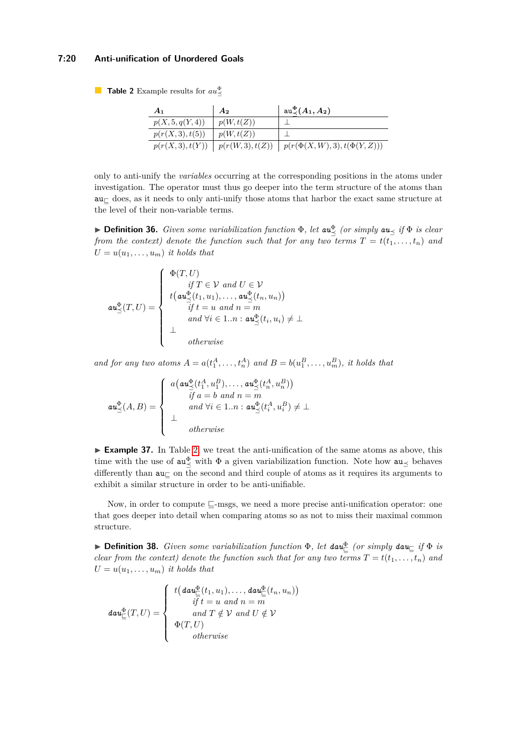**Table 2** Example results for $au^{\Phi}_{\preceq}$

| $A_1$ | $A_2$ | $\mathtt{au}^{\Phi}_{\preceq}(A_1, A_2)$ |
|---|---|---|
| $p(X, 5, q(Y, 4))$ | $p(W, t(Z))$ | $\perp$ |
| $p(r(X, 3), t(5))$ | $p(W, t(Z))$ | $\perp$ |
| $p(r(X, 3), t(Y))$ | $p(r(W, 3), t(Z))$ | $p(r(\Phi(X, W), 3), t(\Phi(Y, Z)))$ |

only to anti-unify the *variables* occurring at the corresponding positions in the atoms under investigation. The operator must thus go deeper into the term structure of the atoms than $\mathtt{au}_{\sqsubseteq}$ does, as it needs to only anti-unify those atoms that harbor the exact same structure at the level of their non-variable terms.

▶ **Definition 36.** *Given some variabilization function $\Phi$, let $\mathtt{au}^{\Phi}_{\preceq}$ (or simply $\mathtt{au}_{\preceq}$ if $\Phi$ is clear from the context) denote the function such that for any two terms $T = t(t_1, \ldots, t_n)$ and $U = u(u_1, \ldots, u_m)$ it holds that*

$$
\mathtt{au}^{\Phi}_{\preceq}(T, U) = \begin{cases} \Phi(T, U) \\ \qquad \textit{if } T \in \mathcal{V} \textit{ and } U \in \mathcal{V} \\ t\big(\mathtt{au}^{\Phi}_{\preceq}(t_1, u_1), \ldots, \mathtt{au}^{\Phi}_{\preceq}(t_n, u_n)\big) \\ \qquad \textit{if } t = u \textit{ and } n = m \\ \qquad \textit{and } \forall i \in 1..n : \mathtt{au}^{\Phi}_{\preceq}(t_i, u_i) \neq \perp \\ \perp \\ \qquad \textit{otherwise} \end{cases}
$$

*and for any two atoms $A = a(t^A_1, \ldots, t^A_n)$ and $B = b(u^B_1, \ldots, u^B_m)$, it holds that*

$$
\mathtt{au}^{\Phi}_{\preceq}(A, B) = \begin{cases} a\big(\mathtt{au}^{\Phi}_{\preceq}(t^A_1, u^B_1), \ldots, \mathtt{au}^{\Phi}_{\preceq}(t^A_n, u^B_n)\big) \\ \qquad \textit{if } a = b \textit{ and } n = m \\ \qquad \textit{and } \forall i \in 1..n : \mathtt{au}^{\Phi}_{\preceq}(t^A_i, u^B_i) \neq \perp \\ \perp \\ \qquad \textit{otherwise} \end{cases}
$$

▶ **Example 37.** In Table 2, we treat the anti-unification of the same atoms as above, this time with the use of $\mathtt{au}^{\Phi}_{\preceq}$ with $\Phi$ a given variabilization function. Note how $\mathtt{au}_{\preceq}$ behaves differently than $\mathtt{au}_{\sqsubseteq}$ on the second and third couple of atoms as it requires its arguments to exhibit a similar structure in order to be anti-unifiable.

Now, in order to compute $\sqsubseteq$-msgs, we need a more precise anti-unification operator: one that goes deeper into detail when comparing atoms so as not to miss their maximal common structure.

▶ **Definition 38.** *Given some variabilization function $\Phi$, let $\mathtt{dau}^{\Phi}_{\sqsubseteq}$ (or simply $\mathtt{dau}_{\sqsubseteq}$ if $\Phi$ is clear from the context) denote the function such that for any two terms $T = t(t_1, \ldots, t_n)$ and $U = u(u_1, \ldots, u_m)$ it holds that*

$$
\mathtt{dau}^{\Phi}_{\sqsubseteq}(T, U) = \begin{cases} t\big(\mathtt{dau}^{\Phi}_{\sqsubseteq}(t_1, u_1), \ldots, \mathtt{dau}^{\Phi}_{\sqsubseteq}(t_n, u_n)\big) \\ \qquad \textit{if } t = u \textit{ and } n = m \\ \qquad \textit{and } T \notin \mathcal{V} \textit{ and } U \notin \mathcal{V} \\ \Phi(T, U) \\ \qquad \textit{otherwise} \end{cases}
$$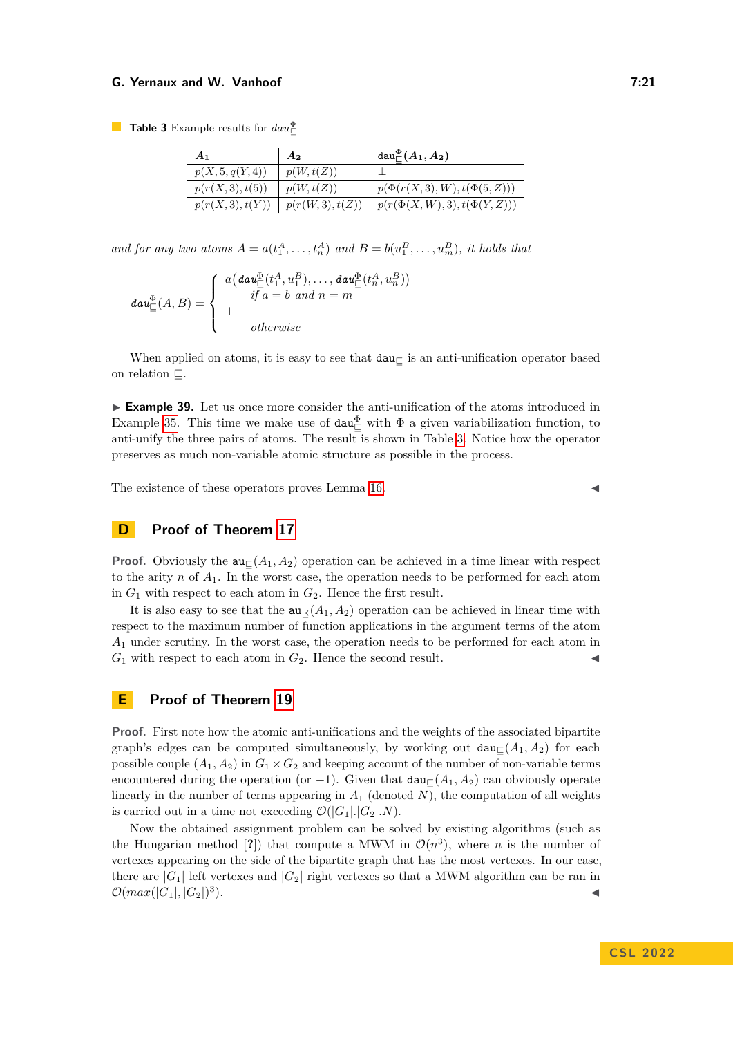**Table 3** Example results for $dau_{\sqsubseteq}^{\Phi}$

| $A_1$ | $A_2$ | $\mathtt{dau}_{\sqsubseteq}^{\Phi}(A_1, A_2)$ |
|---|---|---|
| $p(X, 5, q(Y, 4))$ | $p(W, t(Z))$ | $\bot$ |
| $p(r(X, 3), t(5))$ | $p(W, t(Z))$ | $p(\Phi(r(X, 3), W), t(\Phi(5, Z)))$ |
| $p(r(X, 3), t(Y))$ | $p(r(W, 3), t(Z))$ | $p(r(\Phi(X, W), 3), t(\Phi(Y, Z)))$ |

*and for any two atoms* $A = a(t_1^A, \ldots, t_n^A)$ *and* $B = b(u_1^B, \ldots, u_m^B)$*, it holds that*

$$
\mathtt{dau}_{\sqsubseteq}^{\Phi}(A, B) = \begin{cases} a\big(\mathtt{dau}_{\sqsubseteq}^{\Phi}(t_1^A, u_1^B), \ldots, \mathtt{dau}_{\sqsubseteq}^{\Phi}(t_n^A, u_n^B)\big) \\ \quad \textit{if } a = b \textit{ and } n = m \\ \bot \\ \quad \textit{otherwise} \end{cases}
$$

When applied on atoms, it is easy to see that $\mathtt{dau}_{\sqsubseteq}$ is an anti-unification operator based on relation $\sqsubseteq$.

▶ **Example 39.** Let us once more consider the anti-unification of the atoms introduced in Example 35. This time we make use of $\mathtt{dau}_{\sqsubseteq}^{\Phi}$ with $\Phi$ a given variabilization function, to anti-unify the three pairs of atoms. The result is shown in Table 3. Notice how the operator preserves as much non-variable atomic structure as possible in the process.

The existence of these operators proves Lemma 16. ◀

# D Proof of Theorem 17

**Proof.** Obviously the $\mathtt{au}_{\sqsubseteq}(A_1, A_2)$ operation can be achieved in a time linear with respect to the arity $n$ of $A_1$. In the worst case, the operation needs to be performed for each atom in $G_1$ with respect to each atom in $G_2$. Hence the first result.

It is also easy to see that the $\mathtt{au}_{\preceq}(A_1, A_2)$ operation can be achieved in linear time with respect to the maximum number of function applications in the argument terms of the atom $A_1$ under scrutiny. In the worst case, the operation needs to be performed for each atom in $G_1$ with respect to each atom in $G_2$. Hence the second result. ◀

# E Proof of Theorem 19

**Proof.** First note how the atomic anti-unifications and the weights of the associated bipartite graph's edges can be computed simultaneously, by working out $\mathtt{dau}_{\sqsubseteq}(A_1, A_2)$ for each possible couple $(A_1, A_2)$ in $G_1 \times G_2$ and keeping account of the number of non-variable terms encountered during the operation (or $-1$). Given that $\mathtt{dau}_{\sqsubseteq}(A_1, A_2)$ can obviously operate linearly in the number of terms appearing in $A_1$ (denoted $N$), the computation of all weights is carried out in a time not exceeding $\mathcal{O}(|G_1|.|G_2|.N)$.

Now the obtained assignment problem can be solved by existing algorithms (such as the Hungarian method [?]) that compute a MWM in $\mathcal{O}(n^3)$, where $n$ is the number of vertexes appearing on the side of the bipartite graph that has the most vertexes. In our case, there are $|G_1|$ left vertexes and $|G_2|$ right vertexes so that a MWM algorithm can be ran in $\mathcal{O}(max(|G_1|, |G_2|)^3)$. ◀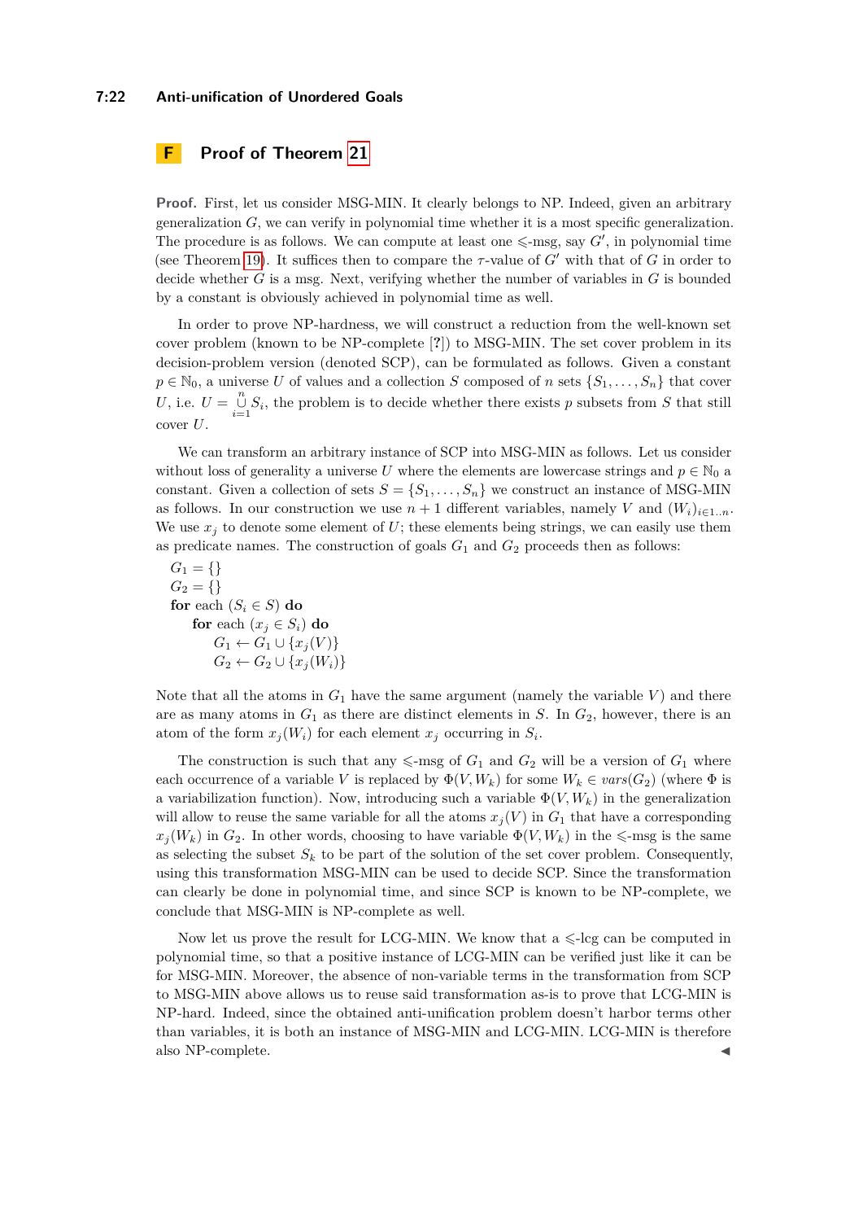## F Proof of Theorem 21

**Proof.** First, let us consider MSG-MIN. It clearly belongs to NP. Indeed, given an arbitrary generalization $G$, we can verify in polynomial time whether it is a most specific generalization. The procedure is as follows. We can compute at least one $\leqslant$-msg, say $G'$, in polynomial time (see Theorem 19). It suffices then to compare the $\tau$-value of $G'$ with that of $G$ in order to decide whether $G$ is a msg. Next, verifying whether the number of variables in $G$ is bounded by a constant is obviously achieved in polynomial time as well.

In order to prove NP-hardness, we will construct a reduction from the well-known set cover problem (known to be NP-complete [?]) to MSG-MIN. The set cover problem in its decision-problem version (denoted SCP), can be formulated as follows. Given a constant $p \in \mathbb{N}_0$, a universe $U$ of values and a collection $S$ composed of $n$ sets $\{S_1, \ldots, S_n\}$ that cover $U$, i.e. $U = \bigcup_{i=1}^{n} S_i$, the problem is to decide whether there exists $p$ subsets from $S$ that still cover $U$.

We can transform an arbitrary instance of SCP into MSG-MIN as follows. Let us consider without loss of generality a universe $U$ where the elements are lowercase strings and $p \in \mathbb{N}_0$ a constant. Given a collection of sets $S = \{S_1, \ldots, S_n\}$ we construct an instance of MSG-MIN as follows. In our construction we use $n+1$ different variables, namely $V$ and $(W_i)_{i \in 1..n}$. We use $x_j$ to denote some element of $U$; these elements being strings, we can easily use them as predicate names. The construction of goals $G_1$ and $G_2$ proceeds then as follows:

$G_1 = \{\}$
$G_2 = \{\}$
**for** each $(S_i \in S)$ **do**
  **for** each $(x_j \in S_i)$ **do**
    $G_1 \leftarrow G_1 \cup \{x_j(V)\}$
    $G_2 \leftarrow G_2 \cup \{x_j(W_i)\}$

Note that all the atoms in $G_1$ have the same argument (namely the variable $V$) and there are as many atoms in $G_1$ as there are distinct elements in $S$. In $G_2$, however, there is an atom of the form $x_j(W_i)$ for each element $x_j$ occurring in $S_i$.

The construction is such that any $\leqslant$-msg of $G_1$ and $G_2$ will be a version of $G_1$ where each occurrence of a variable $V$ is replaced by $\Phi(V, W_k)$ for some $W_k \in \mathit{vars}(G_2)$ (where $\Phi$ is a variabilization function). Now, introducing such a variable $\Phi(V, W_k)$ in the generalization will allow to reuse the same variable for all the atoms $x_j(V)$ in $G_1$ that have a corresponding $x_j(W_k)$ in $G_2$. In other words, choosing to have variable $\Phi(V, W_k)$ in the $\leqslant$-msg is the same as selecting the subset $S_k$ to be part of the solution of the set cover problem. Consequently, using this transformation MSG-MIN can be used to decide SCP. Since the transformation can clearly be done in polynomial time, and since SCP is known to be NP-complete, we conclude that MSG-MIN is NP-complete as well.

Now let us prove the result for LCG-MIN. We know that a $\leqslant$-lcg can be computed in polynomial time, so that a positive instance of LCG-MIN can be verified just like it can be for MSG-MIN. Moreover, the absence of non-variable terms in the transformation from SCP to MSG-MIN above allows us to reuse said transformation as-is to prove that LCG-MIN is NP-hard. Indeed, since the obtained anti-unification problem doesn't harbor terms other than variables, it is both an instance of MSG-MIN and LCG-MIN. LCG-MIN is therefore also NP-complete. ◀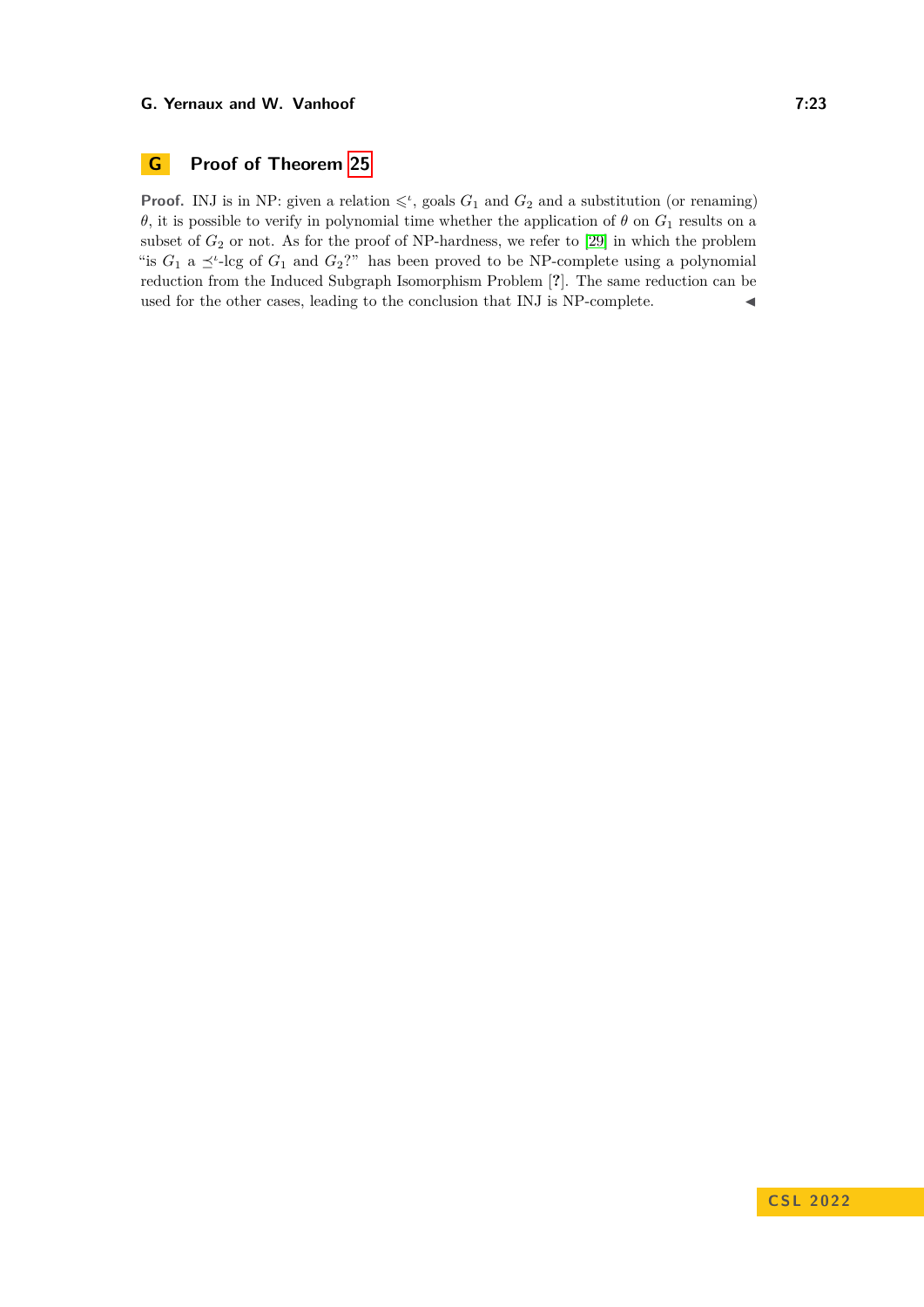## G Proof of Theorem 25

**Proof.** INJ is in NP: given a relation $\leqslant^{\iota}$, goals $G_1$ and $G_2$ and a substitution (or renaming) $\theta$, it is possible to verify in polynomial time whether the application of $\theta$ on $G_1$ results on a subset of $G_2$ or not. As for the proof of NP-hardness, we refer to [29] in which the problem "is $G_1$ a $\preceq^{\iota}$-lcg of $G_1$ and $G_2$?" has been proved to be NP-complete using a polynomial reduction from the Induced Subgraph Isomorphism Problem [**?**]. The same reduction can be used for the other cases, leading to the conclusion that INJ is NP-complete. ◀